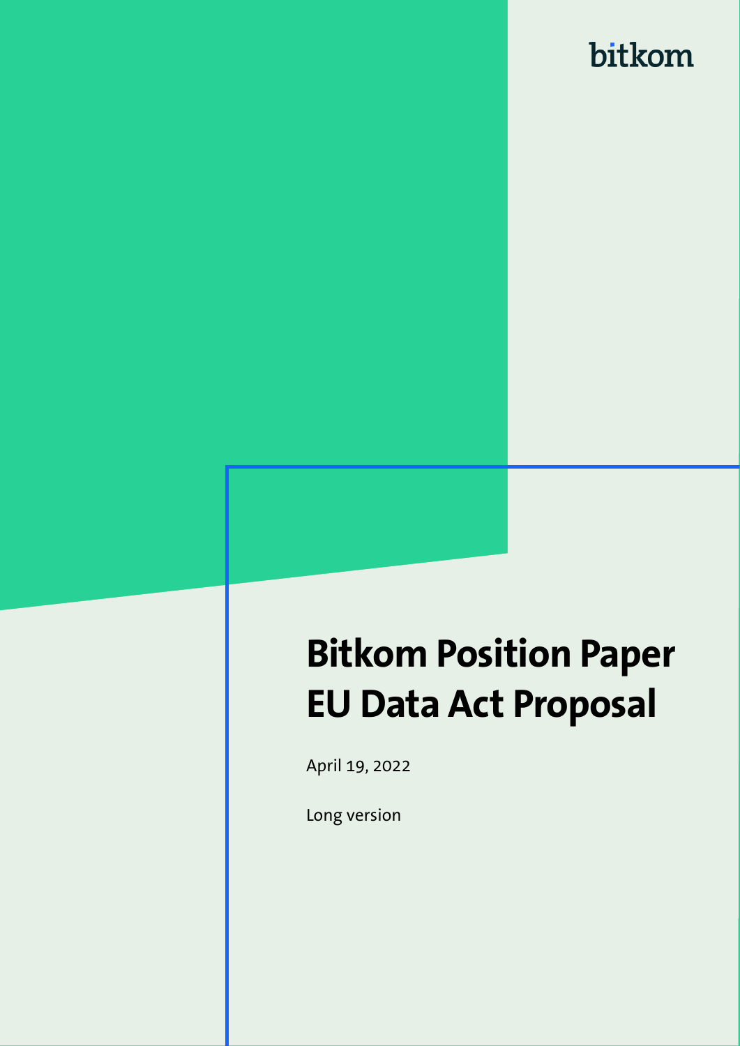bitkom

# Bitkom Position Paper EU Data Act Proposal

April 19, 2022

Long version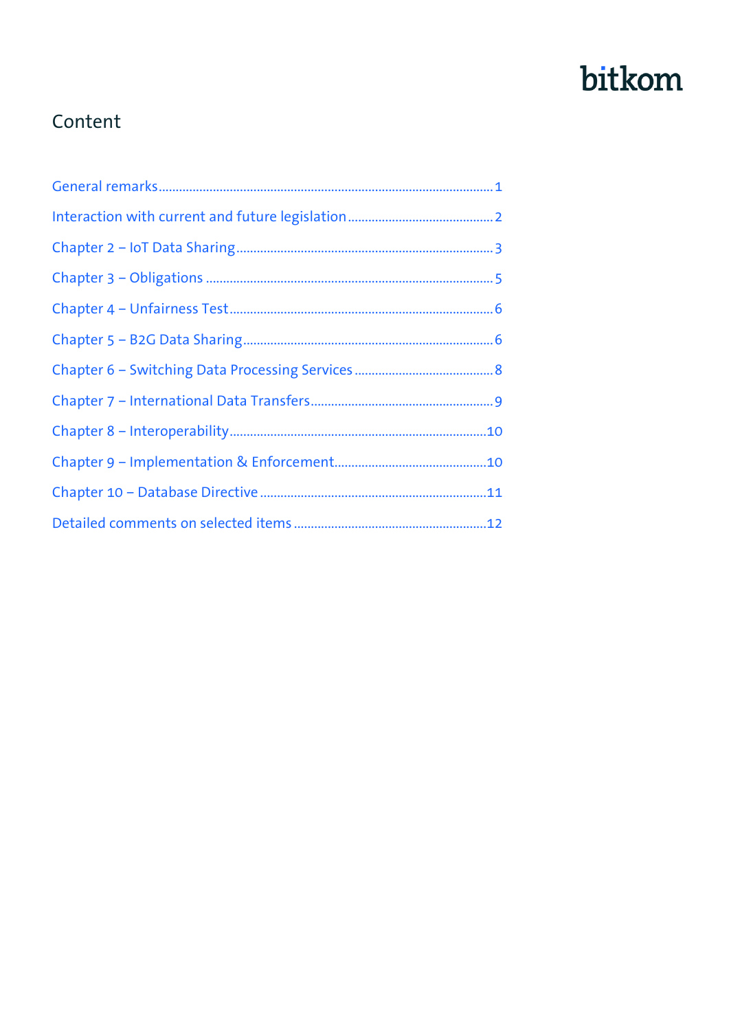## Content

- General remarks ........ 1
- Interaction with current and future legislation ........ 2
- Chapter 2 – IoT Data Sharing ........ 3
- Chapter 3 – Obligations ........ 5
- Chapter 4 – Unfairness Test ........ 6
- Chapter 5 – B2G Data Sharing ........ 6
- Chapter 6 – Switching Data Processing Services ........ 8
- Chapter 7 – International Data Transfers ........ 9
- Chapter 8 – Interoperability ........ 10
- Chapter 9 – Implementation & Enforcement ........ 10
- Chapter 10 – Database Directive ........ 11
- Detailed comments on selected items ........ 12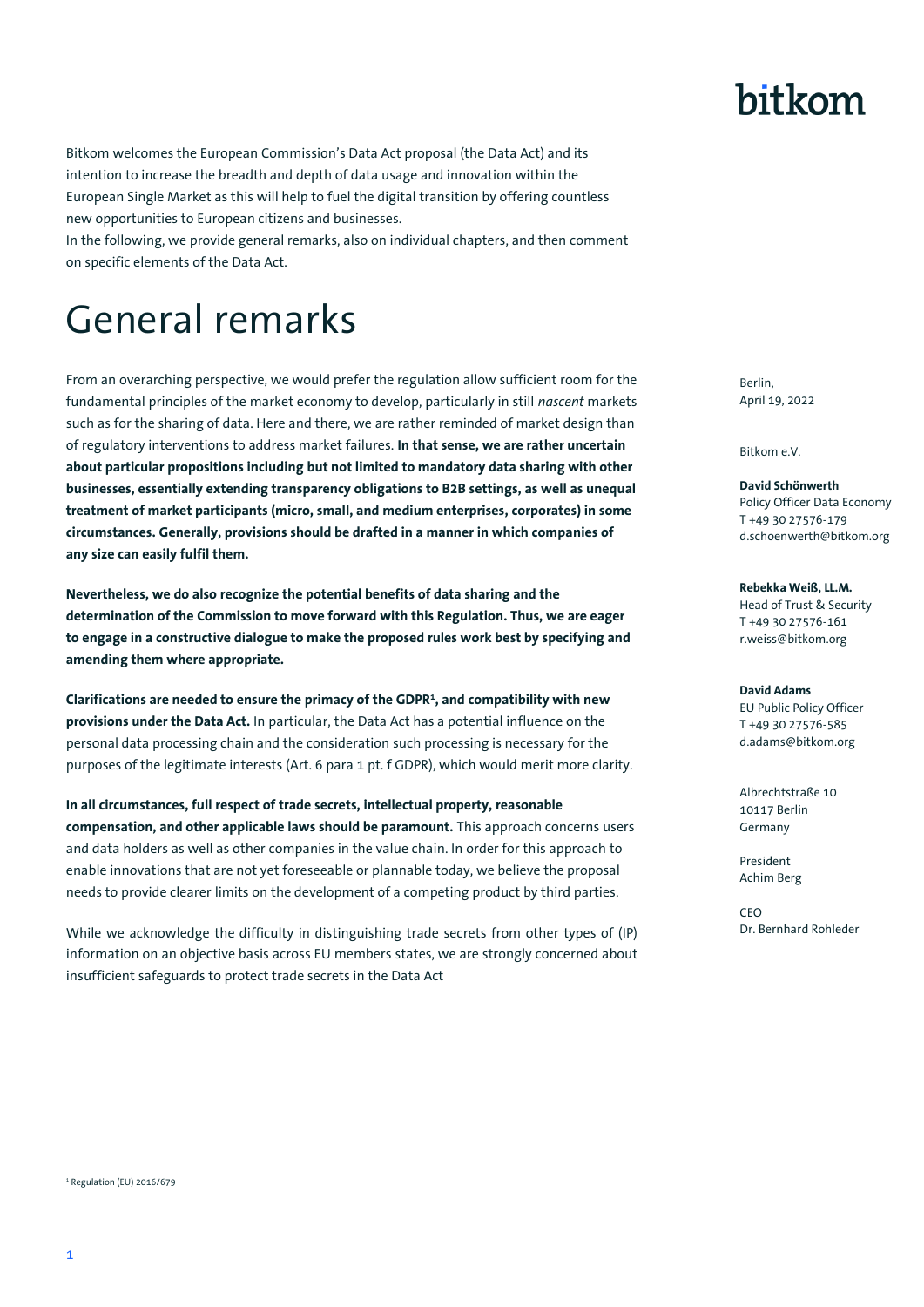bitkom

Bitkom welcomes the European Commission's Data Act proposal (the Data Act) and its intention to increase the breadth and depth of data usage and innovation within the European Single Market as this will help to fuel the digital transition by offering countless new opportunities to European citizens and businesses.
In the following, we provide general remarks, also on individual chapters, and then comment on specific elements of the Data Act.

# General remarks

From an overarching perspective, we would prefer the regulation allow sufficient room for the fundamental principles of the market economy to develop, particularly in still *nascent* markets such as for the sharing of data. Here and there, we are rather reminded of market design than of regulatory interventions to address market failures. **In that sense, we are rather uncertain about particular propositions including but not limited to mandatory data sharing with other businesses, essentially extending transparency obligations to B2B settings, as well as unequal treatment of market participants (micro, small, and medium enterprises, corporates) in some circumstances. Generally, provisions should be drafted in a manner in which companies of any size can easily fulfil them.**

**Nevertheless, we do also recognize the potential benefits of data sharing and the determination of the Commission to move forward with this Regulation. Thus, we are eager to engage in a constructive dialogue to make the proposed rules work best by specifying and amending them where appropriate.**

**Clarifications are needed to ensure the primacy of the GDPR[1], and compatibility with new provisions under the Data Act.** In particular, the Data Act has a potential influence on the personal data processing chain and the consideration such processing is necessary for the purposes of the legitimate interests (Art. 6 para 1 pt. f GDPR), which would merit more clarity.

**In all circumstances, full respect of trade secrets, intellectual property, reasonable compensation, and other applicable laws should be paramount.** This approach concerns users and data holders as well as other companies in the value chain. In order for this approach to enable innovations that are not yet foreseeable or plannable today, we believe the proposal needs to provide clearer limits on the development of a competing product by third parties.

While we acknowledge the difficulty in distinguishing trade secrets from other types of (IP) information on an objective basis across EU members states, we are strongly concerned about insufficient safeguards to protect trade secrets in the Data Act

Berlin,
April 19, 2022

Bitkom e.V.

**David Schönwerth**
Policy Officer Data Economy
T +49 30 27576-179
d.schoenwerth@bitkom.org

**Rebekka Weiß, LL.M.**
Head of Trust & Security
T +49 30 27576-161
r.weiss@bitkom.org

**David Adams**
EU Public Policy Officer
T +49 30 27576-585
d.adams@bitkom.org

Albrechtstraße 10
10117 Berlin
Germany

President
Achim Berg

CEO
Dr. Bernhard Rohleder

[1] Regulation (EU) 2016/679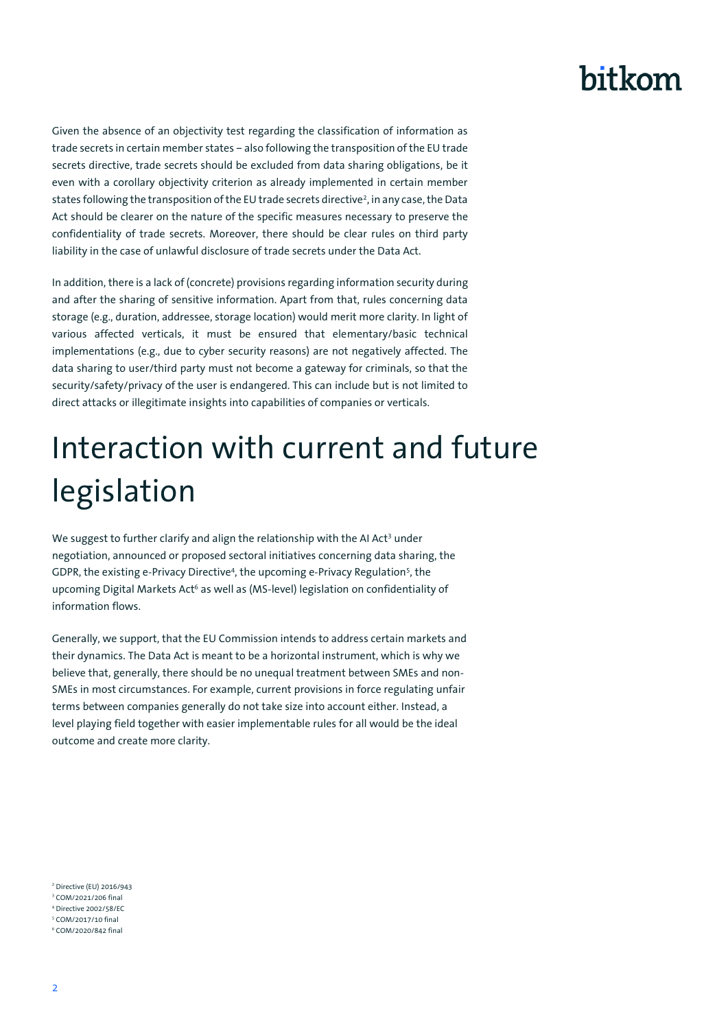Given the absence of an objectivity test regarding the classification of information as trade secrets in certain member states – also following the transposition of the EU trade secrets directive, trade secrets should be excluded from data sharing obligations, be it even with a corollary objectivity criterion as already implemented in certain member states following the transposition of the EU trade secrets directive[2], in any case, the Data Act should be clearer on the nature of the specific measures necessary to preserve the confidentiality of trade secrets. Moreover, there should be clear rules on third party liability in the case of unlawful disclosure of trade secrets under the Data Act.

In addition, there is a lack of (concrete) provisions regarding information security during and after the sharing of sensitive information. Apart from that, rules concerning data storage (e.g., duration, addressee, storage location) would merit more clarity. In light of various affected verticals, it must be ensured that elementary/basic technical implementations (e.g., due to cyber security reasons) are not negatively affected. The data sharing to user/third party must not become a gateway for criminals, so that the security/safety/privacy of the user is endangered. This can include but is not limited to direct attacks or illegitimate insights into capabilities of companies or verticals.

# Interaction with current and future legislation

We suggest to further clarify and align the relationship with the AI Act[3] under negotiation, announced or proposed sectoral initiatives concerning data sharing, the GDPR, the existing e-Privacy Directive[4], the upcoming e-Privacy Regulation[5], the upcoming Digital Markets Act[6] as well as (MS-level) legislation on confidentiality of information flows.

Generally, we support, that the EU Commission intends to address certain markets and their dynamics. The Data Act is meant to be a horizontal instrument, which is why we believe that, generally, there should be no unequal treatment between SMEs and non-SMEs in most circumstances. For example, current provisions in force regulating unfair terms between companies generally do not take size into account either. Instead, a level playing field together with easier implementable rules for all would be the ideal outcome and create more clarity.

[2] Directive (EU) 2016/943
[3] COM/2021/206 final
[4] Directive 2002/58/EC
[5] COM/2017/10 final
[6] COM/2020/842 final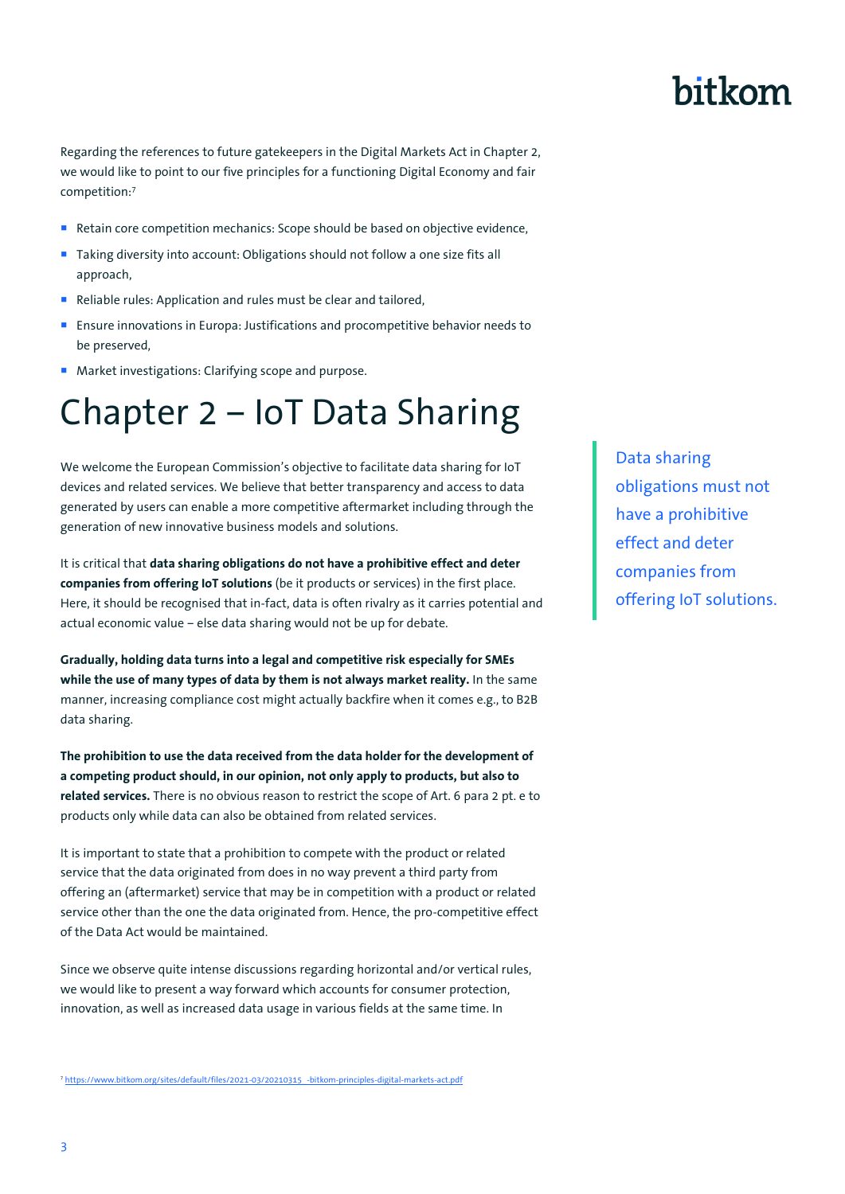Regarding the references to future gatekeepers in the Digital Markets Act in Chapter 2, we would like to point to our five principles for a functioning Digital Economy and fair competition:[7]

- Retain core competition mechanics: Scope should be based on objective evidence,
- Taking diversity into account: Obligations should not follow a one size fits all approach,
- Reliable rules: Application and rules must be clear and tailored,
- Ensure innovations in Europa: Justifications and procompetitive behavior needs to be preserved,
- Market investigations: Clarifying scope and purpose.

# Chapter 2 – IoT Data Sharing

We welcome the European Commission's objective to facilitate data sharing for IoT devices and related services. We believe that better transparency and access to data generated by users can enable a more competitive aftermarket including through the generation of new innovative business models and solutions.

Data sharing obligations must not have a prohibitive effect and deter companies from offering IoT solutions.

It is critical that **data sharing obligations do not have a prohibitive effect and deter companies from offering IoT solutions** (be it products or services) in the first place. Here, it should be recognised that in-fact, data is often rivalry as it carries potential and actual economic value – else data sharing would not be up for debate.

**Gradually, holding data turns into a legal and competitive risk especially for SMEs while the use of many types of data by them is not always market reality.** In the same manner, increasing compliance cost might actually backfire when it comes e.g., to B2B data sharing.

**The prohibition to use the data received from the data holder for the development of a competing product should, in our opinion, not only apply to products, but also to related services.** There is no obvious reason to restrict the scope of Art. 6 para 2 pt. e to products only while data can also be obtained from related services.

It is important to state that a prohibition to compete with the product or related service that the data originated from does in no way prevent a third party from offering an (aftermarket) service that may be in competition with a product or related service other than the one the data originated from. Hence, the pro-competitive effect of the Data Act would be maintained.

Since we observe quite intense discussions regarding horizontal and/or vertical rules, we would like to present a way forward which accounts for consumer protection, innovation, as well as increased data usage in various fields at the same time. In

[7] https://www.bitkom.org/sites/default/files/2021-03/20210315_-bitkom-principles-digital-markets-act.pdf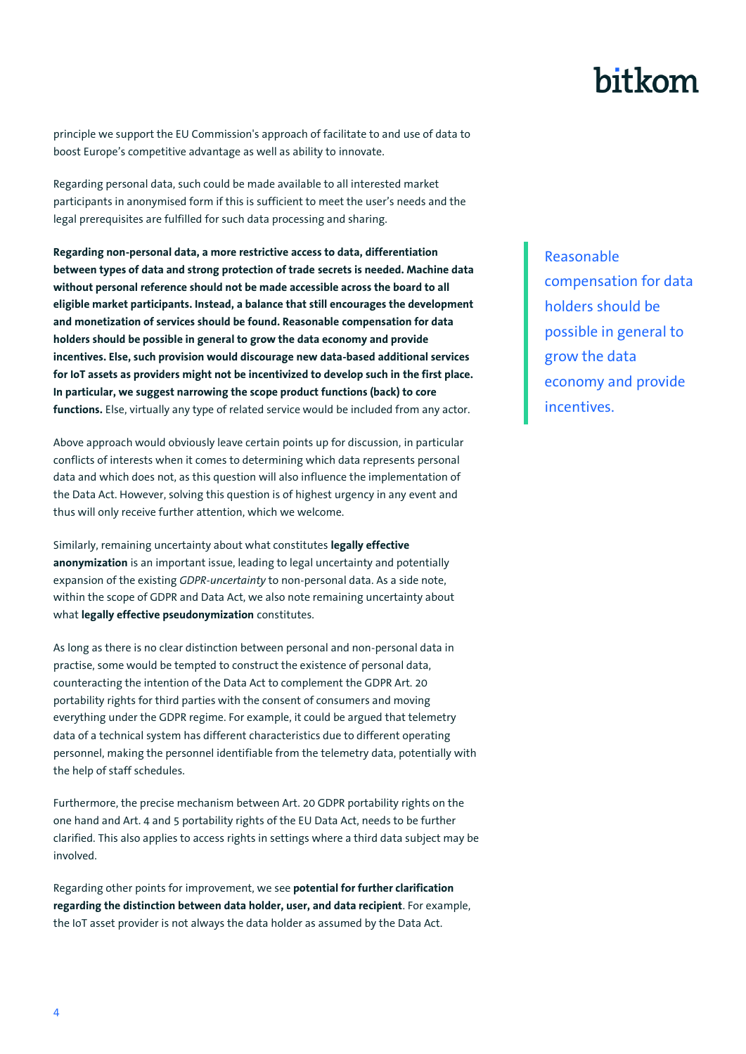principle we support the EU Commission's approach of facilitate to and use of data to boost Europe's competitive advantage as well as ability to innovate.

Regarding personal data, such could be made available to all interested market participants in anonymised form if this is sufficient to meet the user's needs and the legal prerequisites are fulfilled for such data processing and sharing.

**Regarding non-personal data, a more restrictive access to data, differentiation between types of data and strong protection of trade secrets is needed. Machine data without personal reference should not be made accessible across the board to all eligible market participants. Instead, a balance that still encourages the development and monetization of services should be found. Reasonable compensation for data holders should be possible in general to grow the data economy and provide incentives. Else, such provision would discourage new data-based additional services for IoT assets as providers might not be incentivized to develop such in the first place. In particular, we suggest narrowing the scope product functions (back) to core functions.** Else, virtually any type of related service would be included from any actor.

> Reasonable compensation for data holders should be possible in general to grow the data economy and provide incentives.

Above approach would obviously leave certain points up for discussion, in particular conflicts of interests when it comes to determining which data represents personal data and which does not, as this question will also influence the implementation of the Data Act. However, solving this question is of highest urgency in any event and thus will only receive further attention, which we welcome.

Similarly, remaining uncertainty about what constitutes **legally effective anonymization** is an important issue, leading to legal uncertainty and potentially expansion of the existing *GDPR-uncertainty* to non-personal data. As a side note, within the scope of GDPR and Data Act, we also note remaining uncertainty about what **legally effective pseudonymization** constitutes.

As long as there is no clear distinction between personal and non-personal data in practise, some would be tempted to construct the existence of personal data, counteracting the intention of the Data Act to complement the GDPR Art. 20 portability rights for third parties with the consent of consumers and moving everything under the GDPR regime. For example, it could be argued that telemetry data of a technical system has different characteristics due to different operating personnel, making the personnel identifiable from the telemetry data, potentially with the help of staff schedules.

Furthermore, the precise mechanism between Art. 20 GDPR portability rights on the one hand and Art. 4 and 5 portability rights of the EU Data Act, needs to be further clarified. This also applies to access rights in settings where a third data subject may be involved.

Regarding other points for improvement, we see **potential for further clarification regarding the distinction between data holder, user, and data recipient**. For example, the IoT asset provider is not always the data holder as assumed by the Data Act.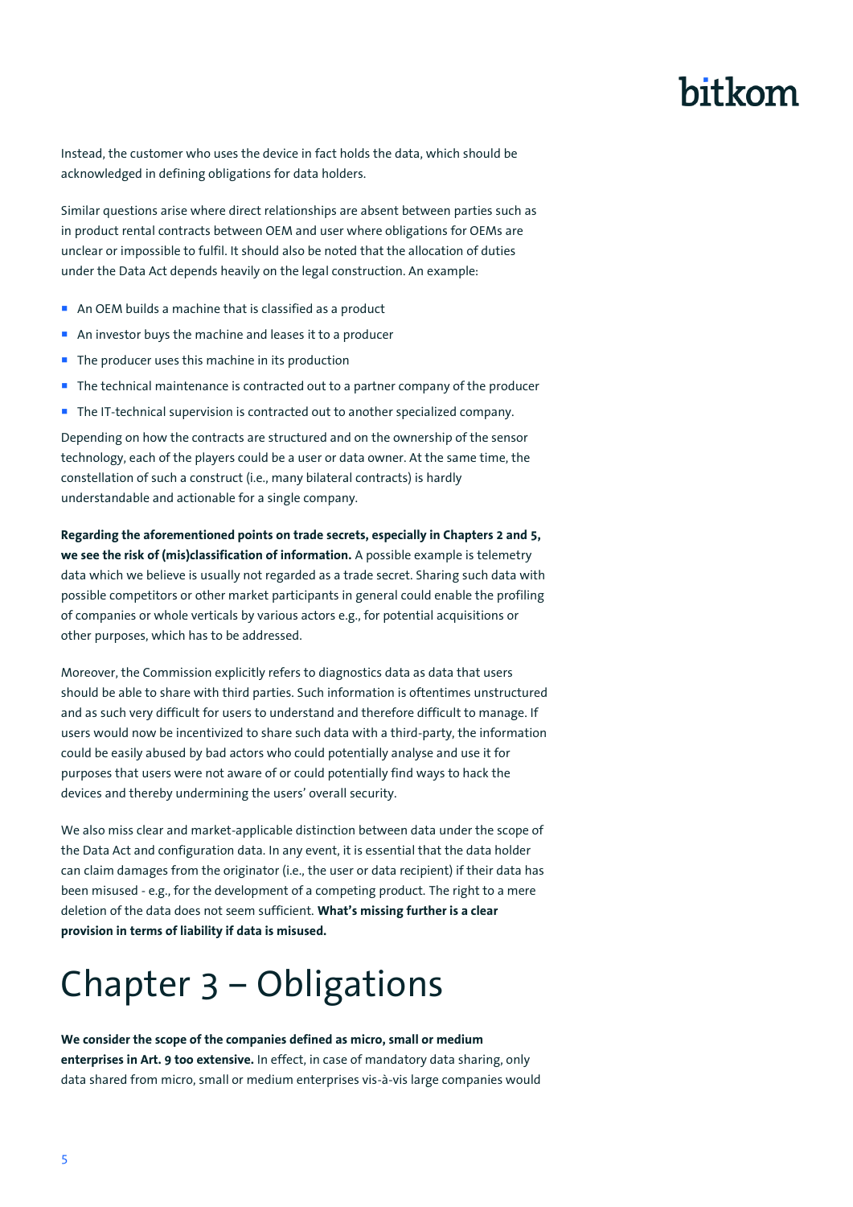Instead, the customer who uses the device in fact holds the data, which should be acknowledged in defining obligations for data holders.

Similar questions arise where direct relationships are absent between parties such as in product rental contracts between OEM and user where obligations for OEMs are unclear or impossible to fulfil. It should also be noted that the allocation of duties under the Data Act depends heavily on the legal construction. An example:

- An OEM builds a machine that is classified as a product
- An investor buys the machine and leases it to a producer
- The producer uses this machine in its production
- The technical maintenance is contracted out to a partner company of the producer
- The IT-technical supervision is contracted out to another specialized company.

Depending on how the contracts are structured and on the ownership of the sensor technology, each of the players could be a user or data owner. At the same time, the constellation of such a construct (i.e., many bilateral contracts) is hardly understandable and actionable for a single company.

**Regarding the aforementioned points on trade secrets, especially in Chapters 2 and 5, we see the risk of (mis)classification of information.** A possible example is telemetry data which we believe is usually not regarded as a trade secret. Sharing such data with possible competitors or other market participants in general could enable the profiling of companies or whole verticals by various actors e.g., for potential acquisitions or other purposes, which has to be addressed.

Moreover, the Commission explicitly refers to diagnostics data as data that users should be able to share with third parties. Such information is oftentimes unstructured and as such very difficult for users to understand and therefore difficult to manage. If users would now be incentivized to share such data with a third-party, the information could be easily abused by bad actors who could potentially analyse and use it for purposes that users were not aware of or could potentially find ways to hack the devices and thereby undermining the users' overall security.

We also miss clear and market-applicable distinction between data under the scope of the Data Act and configuration data. In any event, it is essential that the data holder can claim damages from the originator (i.e., the user or data recipient) if their data has been misused - e.g., for the development of a competing product. The right to a mere deletion of the data does not seem sufficient. **What's missing further is a clear provision in terms of liability if data is misused.**

# Chapter 3 – Obligations

**We consider the scope of the companies defined as micro, small or medium enterprises in Art. 9 too extensive.** In effect, in case of mandatory data sharing, only data shared from micro, small or medium enterprises vis-à-vis large companies would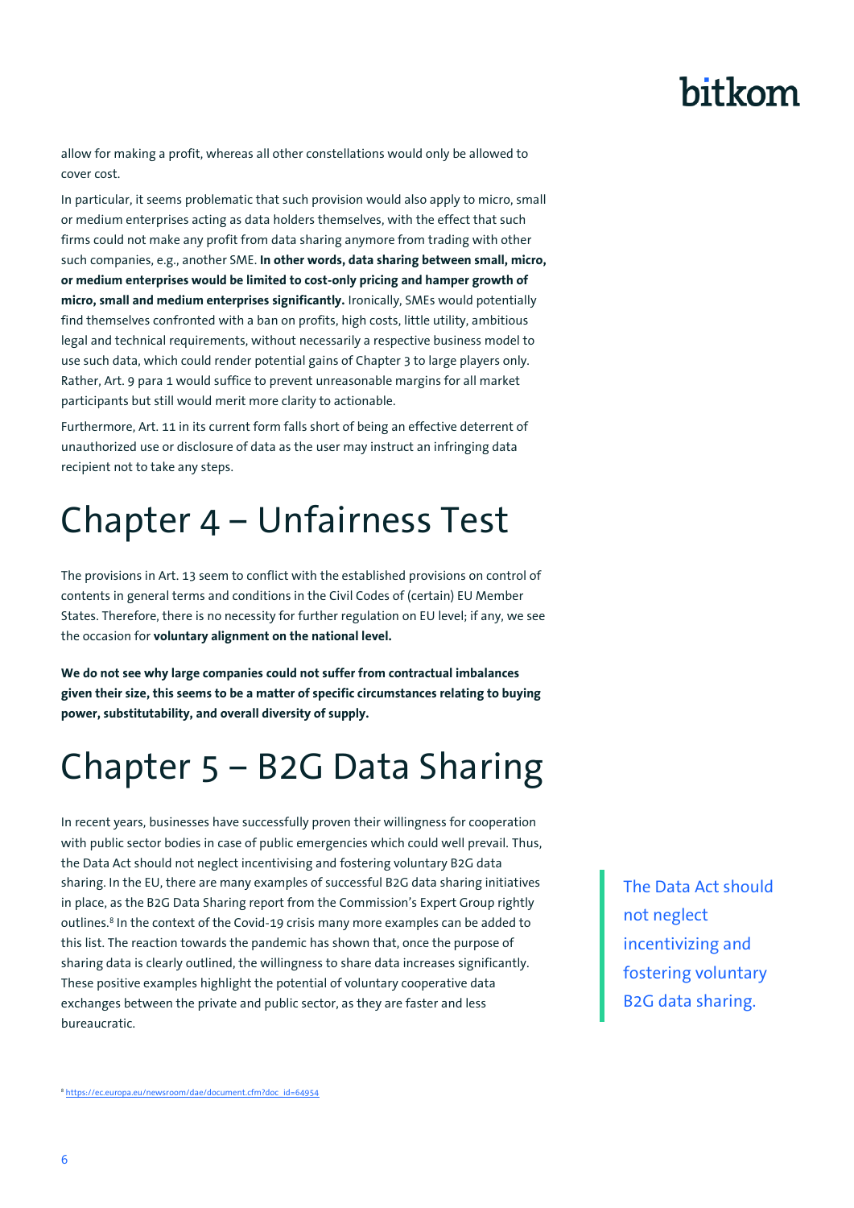allow for making a profit, whereas all other constellations would only be allowed to cover cost.

In particular, it seems problematic that such provision would also apply to micro, small or medium enterprises acting as data holders themselves, with the effect that such firms could not make any profit from data sharing anymore from trading with other such companies, e.g., another SME. **In other words, data sharing between small, micro, or medium enterprises would be limited to cost-only pricing and hamper growth of micro, small and medium enterprises significantly.** Ironically, SMEs would potentially find themselves confronted with a ban on profits, high costs, little utility, ambitious legal and technical requirements, without necessarily a respective business model to use such data, which could render potential gains of Chapter 3 to large players only. Rather, Art. 9 para 1 would suffice to prevent unreasonable margins for all market participants but still would merit more clarity to actionable.

Furthermore, Art. 11 in its current form falls short of being an effective deterrent of unauthorized use or disclosure of data as the user may instruct an infringing data recipient not to take any steps.

# Chapter 4 – Unfairness Test

The provisions in Art. 13 seem to conflict with the established provisions on control of contents in general terms and conditions in the Civil Codes of (certain) EU Member States. Therefore, there is no necessity for further regulation on EU level; if any, we see the occasion for **voluntary alignment on the national level.**

**We do not see why large companies could not suffer from contractual imbalances given their size, this seems to be a matter of specific circumstances relating to buying power, substitutability, and overall diversity of supply.**

# Chapter 5 – B2G Data Sharing

In recent years, businesses have successfully proven their willingness for cooperation with public sector bodies in case of public emergencies which could well prevail. Thus, the Data Act should not neglect incentivising and fostering voluntary B2G data sharing. In the EU, there are many examples of successful B2G data sharing initiatives in place, as the B2G Data Sharing report from the Commission's Expert Group rightly outlines.[8] In the context of the Covid-19 crisis many more examples can be added to this list. The reaction towards the pandemic has shown that, once the purpose of sharing data is clearly outlined, the willingness to share data increases significantly. These positive examples highlight the potential of voluntary cooperative data exchanges between the private and public sector, as they are faster and less bureaucratic.

> The Data Act should not neglect incentivizing and fostering voluntary B2G data sharing.

[8] https://ec.europa.eu/newsroom/dae/document.cfm?doc_id=64954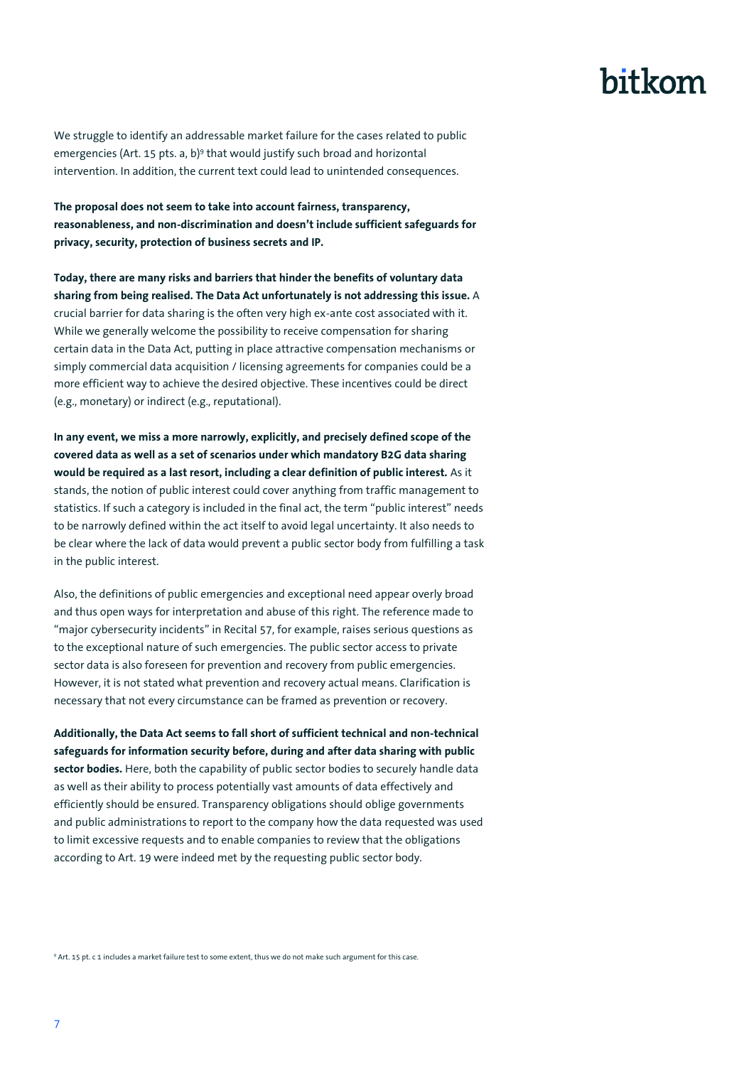We struggle to identify an addressable market failure for the cases related to public emergencies (Art. 15 pts. a, b)[9] that would justify such broad and horizontal intervention. In addition, the current text could lead to unintended consequences.

**The proposal does not seem to take into account fairness, transparency, reasonableness, and non-discrimination and doesn't include sufficient safeguards for privacy, security, protection of business secrets and IP.**

**Today, there are many risks and barriers that hinder the benefits of voluntary data sharing from being realised. The Data Act unfortunately is not addressing this issue.** A crucial barrier for data sharing is the often very high ex-ante cost associated with it. While we generally welcome the possibility to receive compensation for sharing certain data in the Data Act, putting in place attractive compensation mechanisms or simply commercial data acquisition / licensing agreements for companies could be a more efficient way to achieve the desired objective. These incentives could be direct (e.g., monetary) or indirect (e.g., reputational).

**In any event, we miss a more narrowly, explicitly, and precisely defined scope of the covered data as well as a set of scenarios under which mandatory B2G data sharing would be required as a last resort, including a clear definition of public interest.** As it stands, the notion of public interest could cover anything from traffic management to statistics. If such a category is included in the final act, the term "public interest" needs to be narrowly defined within the act itself to avoid legal uncertainty. It also needs to be clear where the lack of data would prevent a public sector body from fulfilling a task in the public interest.

Also, the definitions of public emergencies and exceptional need appear overly broad and thus open ways for interpretation and abuse of this right. The reference made to "major cybersecurity incidents" in Recital 57, for example, raises serious questions as to the exceptional nature of such emergencies. The public sector access to private sector data is also foreseen for prevention and recovery from public emergencies. However, it is not stated what prevention and recovery actual means. Clarification is necessary that not every circumstance can be framed as prevention or recovery.

**Additionally, the Data Act seems to fall short of sufficient technical and non-technical safeguards for information security before, during and after data sharing with public sector bodies.** Here, both the capability of public sector bodies to securely handle data as well as their ability to process potentially vast amounts of data effectively and efficiently should be ensured. Transparency obligations should oblige governments and public administrations to report to the company how the data requested was used to limit excessive requests and to enable companies to review that the obligations according to Art. 19 were indeed met by the requesting public sector body.

[9] Art. 15 pt. c 1 includes a market failure test to some extent, thus we do not make such argument for this case.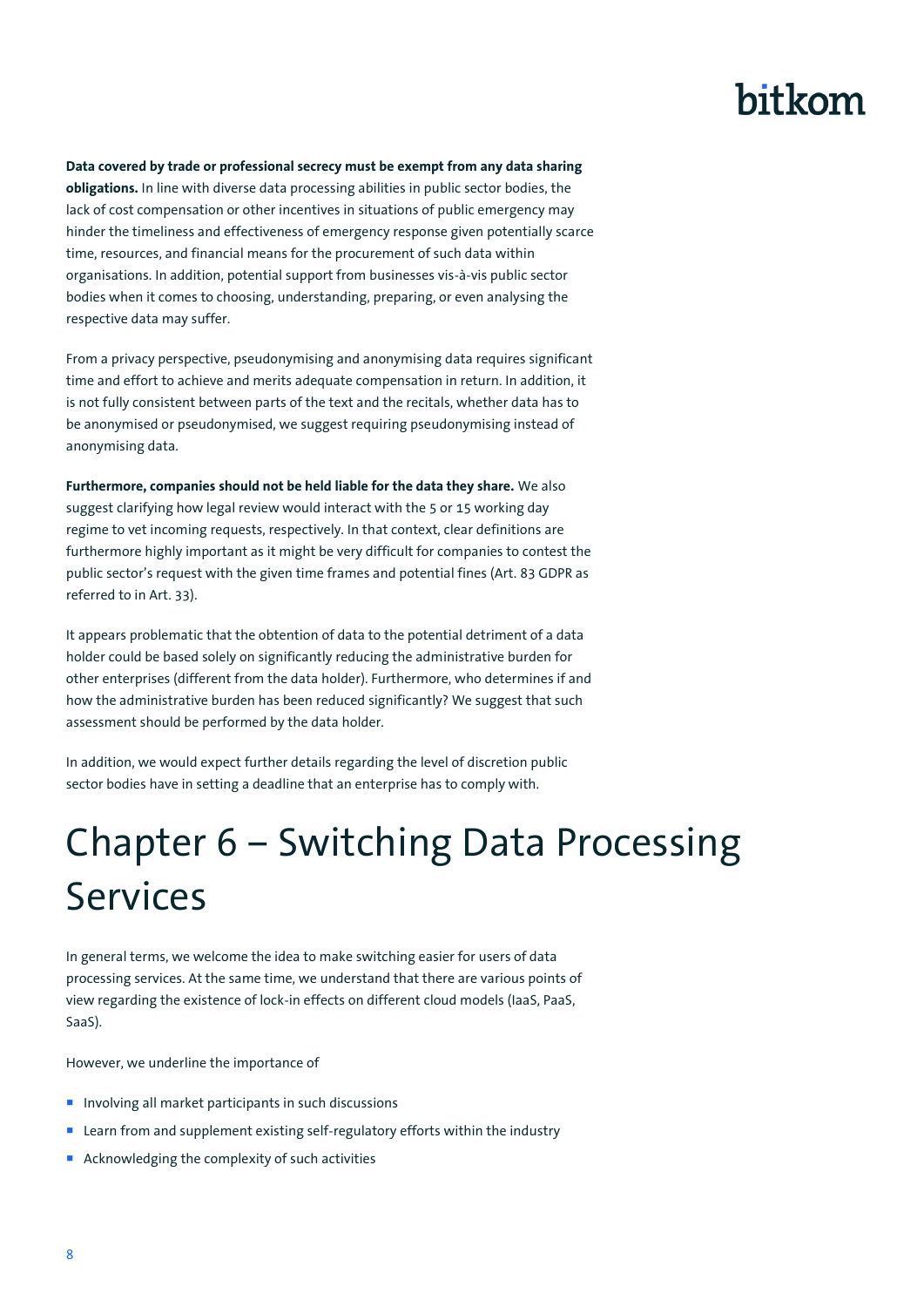**Data covered by trade or professional secrecy must be exempt from any data sharing obligations.** In line with diverse data processing abilities in public sector bodies, the lack of cost compensation or other incentives in situations of public emergency may hinder the timeliness and effectiveness of emergency response given potentially scarce time, resources, and financial means for the procurement of such data within organisations. In addition, potential support from businesses vis-à-vis public sector bodies when it comes to choosing, understanding, preparing, or even analysing the respective data may suffer.

From a privacy perspective, pseudonymising and anonymising data requires significant time and effort to achieve and merits adequate compensation in return. In addition, it is not fully consistent between parts of the text and the recitals, whether data has to be anonymised or pseudonymised, we suggest requiring pseudonymising instead of anonymising data.

**Furthermore, companies should not be held liable for the data they share.** We also suggest clarifying how legal review would interact with the 5 or 15 working day regime to vet incoming requests, respectively. In that context, clear definitions are furthermore highly important as it might be very difficult for companies to contest the public sector's request with the given time frames and potential fines (Art. 83 GDPR as referred to in Art. 33).

It appears problematic that the obtention of data to the potential detriment of a data holder could be based solely on significantly reducing the administrative burden for other enterprises (different from the data holder). Furthermore, who determines if and how the administrative burden has been reduced significantly? We suggest that such assessment should be performed by the data holder.

In addition, we would expect further details regarding the level of discretion public sector bodies have in setting a deadline that an enterprise has to comply with.

# Chapter 6 – Switching Data Processing Services

In general terms, we welcome the idea to make switching easier for users of data processing services. At the same time, we understand that there are various points of view regarding the existence of lock-in effects on different cloud models (IaaS, PaaS, SaaS).

However, we underline the importance of

- Involving all market participants in such discussions
- Learn from and supplement existing self-regulatory efforts within the industry
- Acknowledging the complexity of such activities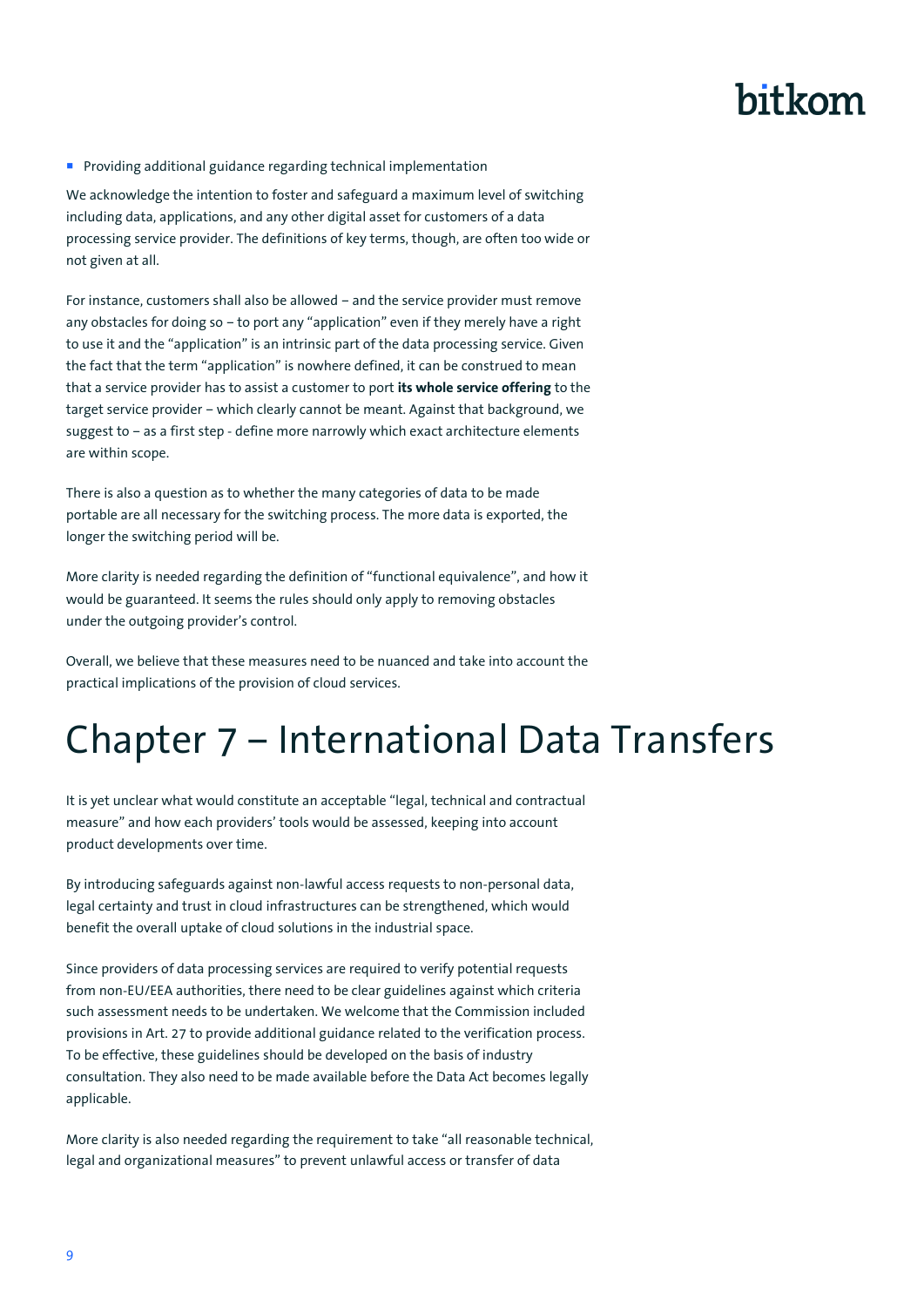- Providing additional guidance regarding technical implementation

We acknowledge the intention to foster and safeguard a maximum level of switching including data, applications, and any other digital asset for customers of a data processing service provider. The definitions of key terms, though, are often too wide or not given at all.

For instance, customers shall also be allowed – and the service provider must remove any obstacles for doing so – to port any "application" even if they merely have a right to use it and the "application" is an intrinsic part of the data processing service. Given the fact that the term "application" is nowhere defined, it can be construed to mean that a service provider has to assist a customer to port **its whole service offering** to the target service provider – which clearly cannot be meant. Against that background, we suggest to – as a first step - define more narrowly which exact architecture elements are within scope.

There is also a question as to whether the many categories of data to be made portable are all necessary for the switching process. The more data is exported, the longer the switching period will be.

More clarity is needed regarding the definition of "functional equivalence", and how it would be guaranteed. It seems the rules should only apply to removing obstacles under the outgoing provider's control.

Overall, we believe that these measures need to be nuanced and take into account the practical implications of the provision of cloud services.

# Chapter 7 – International Data Transfers

It is yet unclear what would constitute an acceptable "legal, technical and contractual measure" and how each providers' tools would be assessed, keeping into account product developments over time.

By introducing safeguards against non-lawful access requests to non-personal data, legal certainty and trust in cloud infrastructures can be strengthened, which would benefit the overall uptake of cloud solutions in the industrial space.

Since providers of data processing services are required to verify potential requests from non-EU/EEA authorities, there need to be clear guidelines against which criteria such assessment needs to be undertaken. We welcome that the Commission included provisions in Art. 27 to provide additional guidance related to the verification process. To be effective, these guidelines should be developed on the basis of industry consultation. They also need to be made available before the Data Act becomes legally applicable.

More clarity is also needed regarding the requirement to take "all reasonable technical, legal and organizational measures" to prevent unlawful access or transfer of data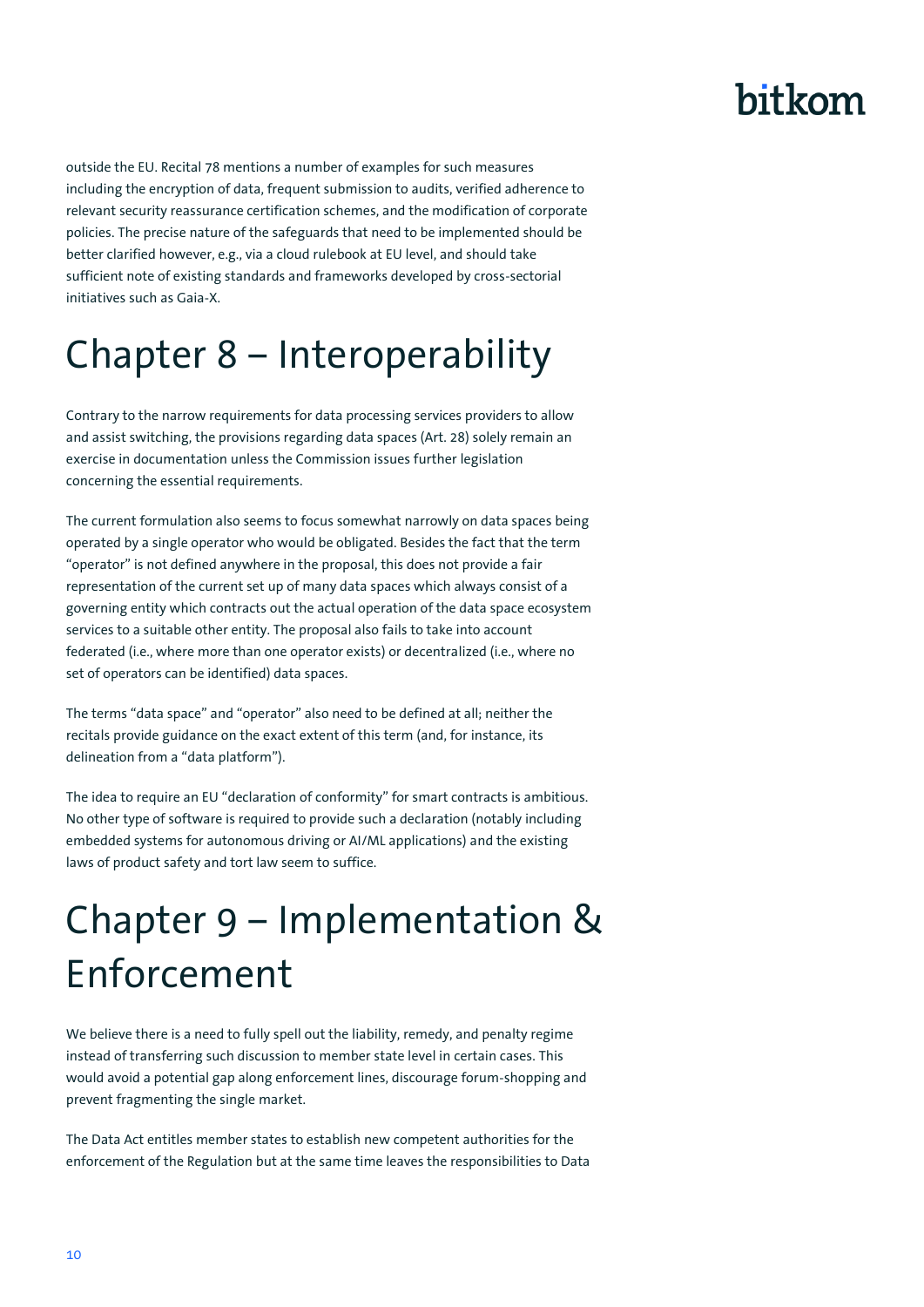outside the EU. Recital 78 mentions a number of examples for such measures including the encryption of data, frequent submission to audits, verified adherence to relevant security reassurance certification schemes, and the modification of corporate policies. The precise nature of the safeguards that need to be implemented should be better clarified however, e.g., via a cloud rulebook at EU level, and should take sufficient note of existing standards and frameworks developed by cross-sectorial initiatives such as Gaia-X.

# Chapter 8 – Interoperability

Contrary to the narrow requirements for data processing services providers to allow and assist switching, the provisions regarding data spaces (Art. 28) solely remain an exercise in documentation unless the Commission issues further legislation concerning the essential requirements.

The current formulation also seems to focus somewhat narrowly on data spaces being operated by a single operator who would be obligated. Besides the fact that the term "operator" is not defined anywhere in the proposal, this does not provide a fair representation of the current set up of many data spaces which always consist of a governing entity which contracts out the actual operation of the data space ecosystem services to a suitable other entity. The proposal also fails to take into account federated (i.e., where more than one operator exists) or decentralized (i.e., where no set of operators can be identified) data spaces.

The terms "data space" and "operator" also need to be defined at all; neither the recitals provide guidance on the exact extent of this term (and, for instance, its delineation from a "data platform").

The idea to require an EU "declaration of conformity" for smart contracts is ambitious. No other type of software is required to provide such a declaration (notably including embedded systems for autonomous driving or AI/ML applications) and the existing laws of product safety and tort law seem to suffice.

# Chapter 9 – Implementation & Enforcement

We believe there is a need to fully spell out the liability, remedy, and penalty regime instead of transferring such discussion to member state level in certain cases. This would avoid a potential gap along enforcement lines, discourage forum-shopping and prevent fragmenting the single market.

The Data Act entitles member states to establish new competent authorities for the enforcement of the Regulation but at the same time leaves the responsibilities to Data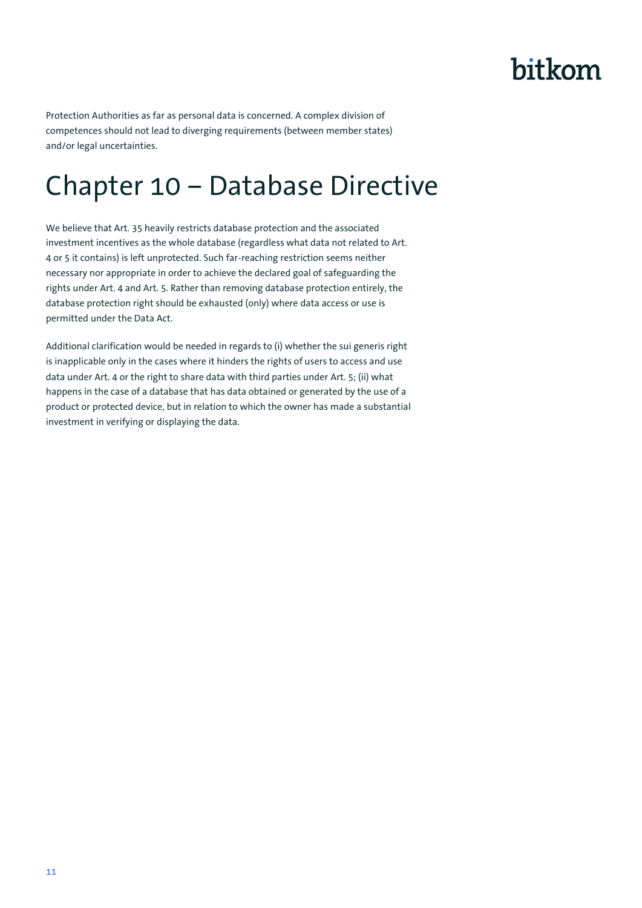Protection Authorities as far as personal data is concerned. A complex division of competences should not lead to diverging requirements (between member states) and/or legal uncertainties.

# Chapter 10 – Database Directive

We believe that Art. 35 heavily restricts database protection and the associated investment incentives as the whole database (regardless what data not related to Art. 4 or 5 it contains) is left unprotected. Such far-reaching restriction seems neither necessary nor appropriate in order to achieve the declared goal of safeguarding the rights under Art. 4 and Art. 5. Rather than removing database protection entirely, the database protection right should be exhausted (only) where data access or use is permitted under the Data Act.

Additional clarification would be needed in regards to (i) whether the sui generis right is inapplicable only in the cases where it hinders the rights of users to access and use data under Art. 4 or the right to share data with third parties under Art. 5; (ii) what happens in the case of a database that has data obtained or generated by the use of a product or protected device, but in relation to which the owner has made a substantial investment in verifying or displaying the data.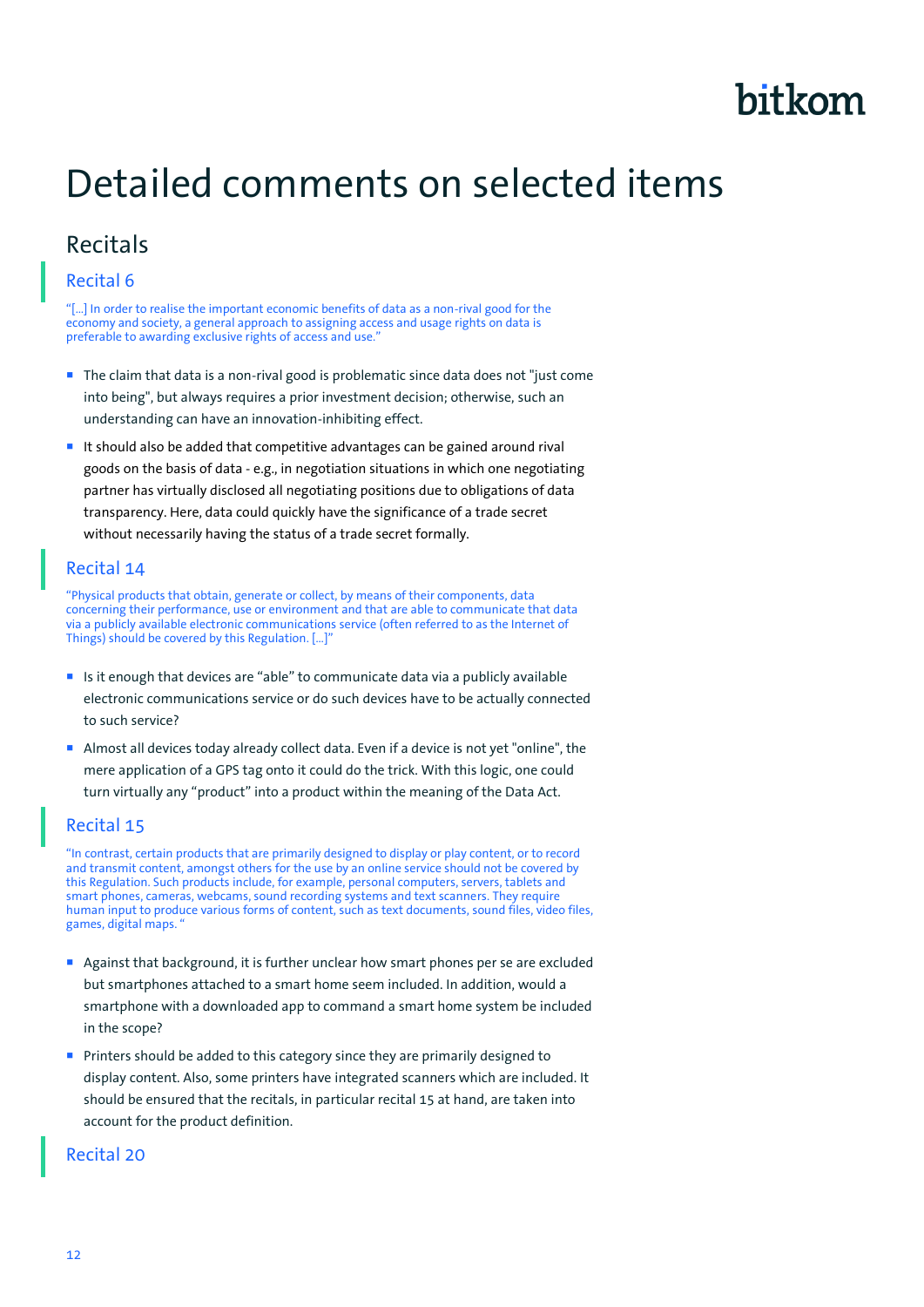# Detailed comments on selected items

## Recitals

### Recital 6

"[...] In order to realise the important economic benefits of data as a non-rival good for the economy and society, a general approach to assigning access and usage rights on data is preferable to awarding exclusive rights of access and use."

- The claim that data is a non-rival good is problematic since data does not "just come into being", but always requires a prior investment decision; otherwise, such an understanding can have an innovation-inhibiting effect.
- It should also be added that competitive advantages can be gained around rival goods on the basis of data - e.g., in negotiation situations in which one negotiating partner has virtually disclosed all negotiating positions due to obligations of data transparency. Here, data could quickly have the significance of a trade secret without necessarily having the status of a trade secret formally.

### Recital 14

"Physical products that obtain, generate or collect, by means of their components, data concerning their performance, use or environment and that are able to communicate that data via a publicly available electronic communications service (often referred to as the Internet of Things) should be covered by this Regulation. [...]"

- Is it enough that devices are "able" to communicate data via a publicly available electronic communications service or do such devices have to be actually connected to such service?
- Almost all devices today already collect data. Even if a device is not yet "online", the mere application of a GPS tag onto it could do the trick. With this logic, one could turn virtually any "product" into a product within the meaning of the Data Act.

### Recital 15

"In contrast, certain products that are primarily designed to display or play content, or to record and transmit content, amongst others for the use by an online service should not be covered by this Regulation. Such products include, for example, personal computers, servers, tablets and smart phones, cameras, webcams, sound recording systems and text scanners. They require human input to produce various forms of content, such as text documents, sound files, video files, games, digital maps. "

- Against that background, it is further unclear how smart phones per se are excluded but smartphones attached to a smart home seem included. In addition, would a smartphone with a downloaded app to command a smart home system be included in the scope?
- Printers should be added to this category since they are primarily designed to display content. Also, some printers have integrated scanners which are included. It should be ensured that the recitals, in particular recital 15 at hand, are taken into account for the product definition.

### Recital 20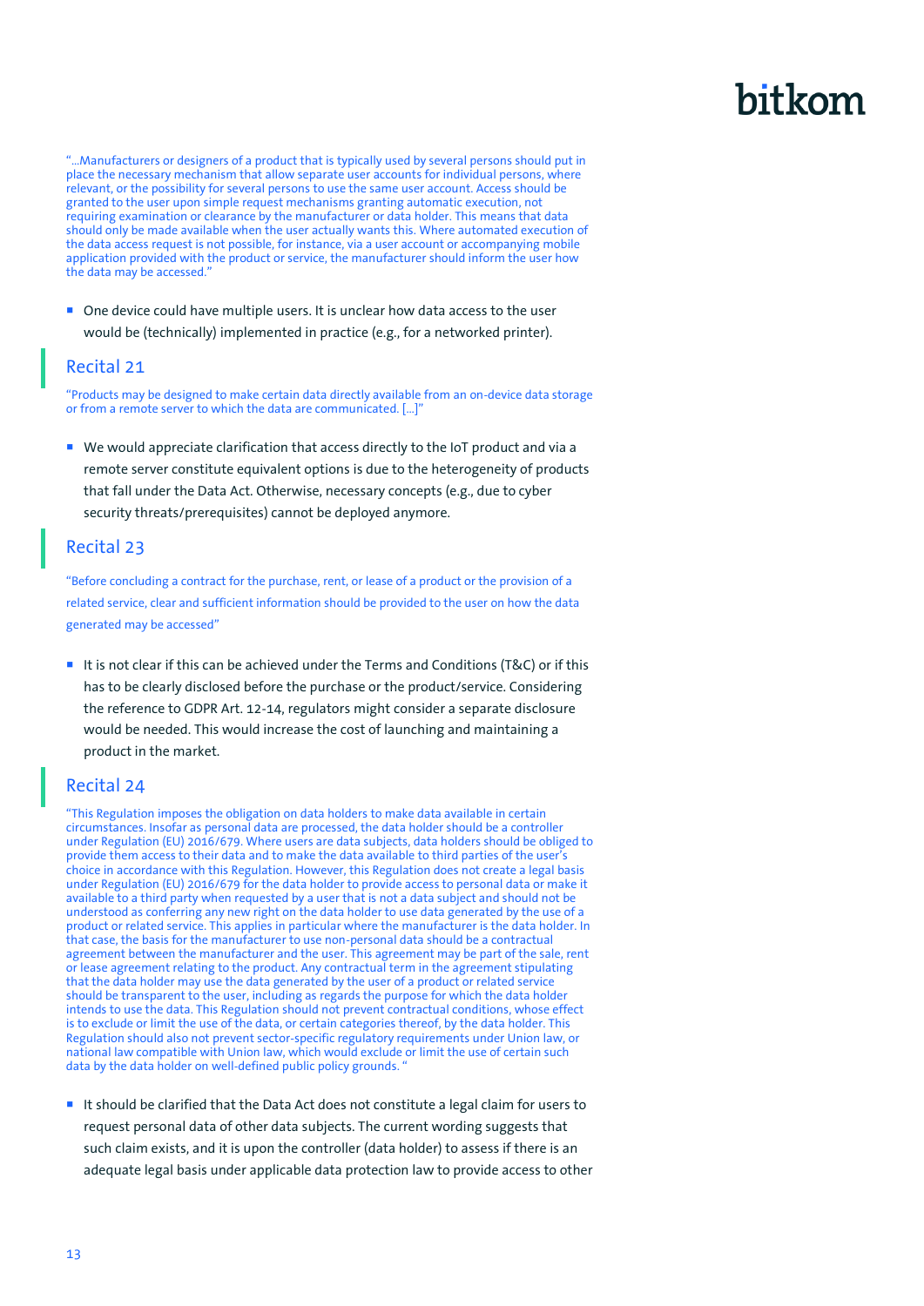"…Manufacturers or designers of a product that is typically used by several persons should put in place the necessary mechanism that allow separate user accounts for individual persons, where relevant, or the possibility for several persons to use the same user account. Access should be granted to the user upon simple request mechanisms granting automatic execution, not requiring examination or clearance by the manufacturer or data holder. This means that data should only be made available when the user actually wants this. Where automated execution of the data access request is not possible, for instance, via a user account or accompanying mobile application provided with the product or service, the manufacturer should inform the user how the data may be accessed."

- One device could have multiple users. It is unclear how data access to the user would be (technically) implemented in practice (e.g., for a networked printer).

## Recital 21

"Products may be designed to make certain data directly available from an on-device data storage or from a remote server to which the data are communicated. […]"

- We would appreciate clarification that access directly to the IoT product and via a remote server constitute equivalent options is due to the heterogeneity of products that fall under the Data Act. Otherwise, necessary concepts (e.g., due to cyber security threats/prerequisites) cannot be deployed anymore.

## Recital 23

"Before concluding a contract for the purchase, rent, or lease of a product or the provision of a related service, clear and sufficient information should be provided to the user on how the data generated may be accessed"

- It is not clear if this can be achieved under the Terms and Conditions (T&C) or if this has to be clearly disclosed before the purchase or the product/service. Considering the reference to GDPR Art. 12-14, regulators might consider a separate disclosure would be needed. This would increase the cost of launching and maintaining a product in the market.

## Recital 24

"This Regulation imposes the obligation on data holders to make data available in certain circumstances. Insofar as personal data are processed, the data holder should be a controller under Regulation (EU) 2016/679. Where users are data subjects, data holders should be obliged to provide them access to their data and to make the data available to third parties of the user's choice in accordance with this Regulation. However, this Regulation does not create a legal basis under Regulation (EU) 2016/679 for the data holder to provide access to personal data or make it available to a third party when requested by a user that is not a data subject and should not be understood as conferring any new right on the data holder to use data generated by the use of a product or related service. This applies in particular where the manufacturer is the data holder. In that case, the basis for the manufacturer to use non-personal data should be a contractual agreement between the manufacturer and the user. This agreement may be part of the sale, rent or lease agreement relating to the product. Any contractual term in the agreement stipulating that the data holder may use the data generated by the user of a product or related service should be transparent to the user, including as regards the purpose for which the data holder intends to use the data. This Regulation should not prevent contractual conditions, whose effect is to exclude or limit the use of the data, or certain categories thereof, by the data holder. This Regulation should also not prevent sector-specific regulatory requirements under Union law, or national law compatible with Union law, which would exclude or limit the use of certain such data by the data holder on well-defined public policy grounds. "

- It should be clarified that the Data Act does not constitute a legal claim for users to request personal data of other data subjects. The current wording suggests that such claim exists, and it is upon the controller (data holder) to assess if there is an adequate legal basis under applicable data protection law to provide access to other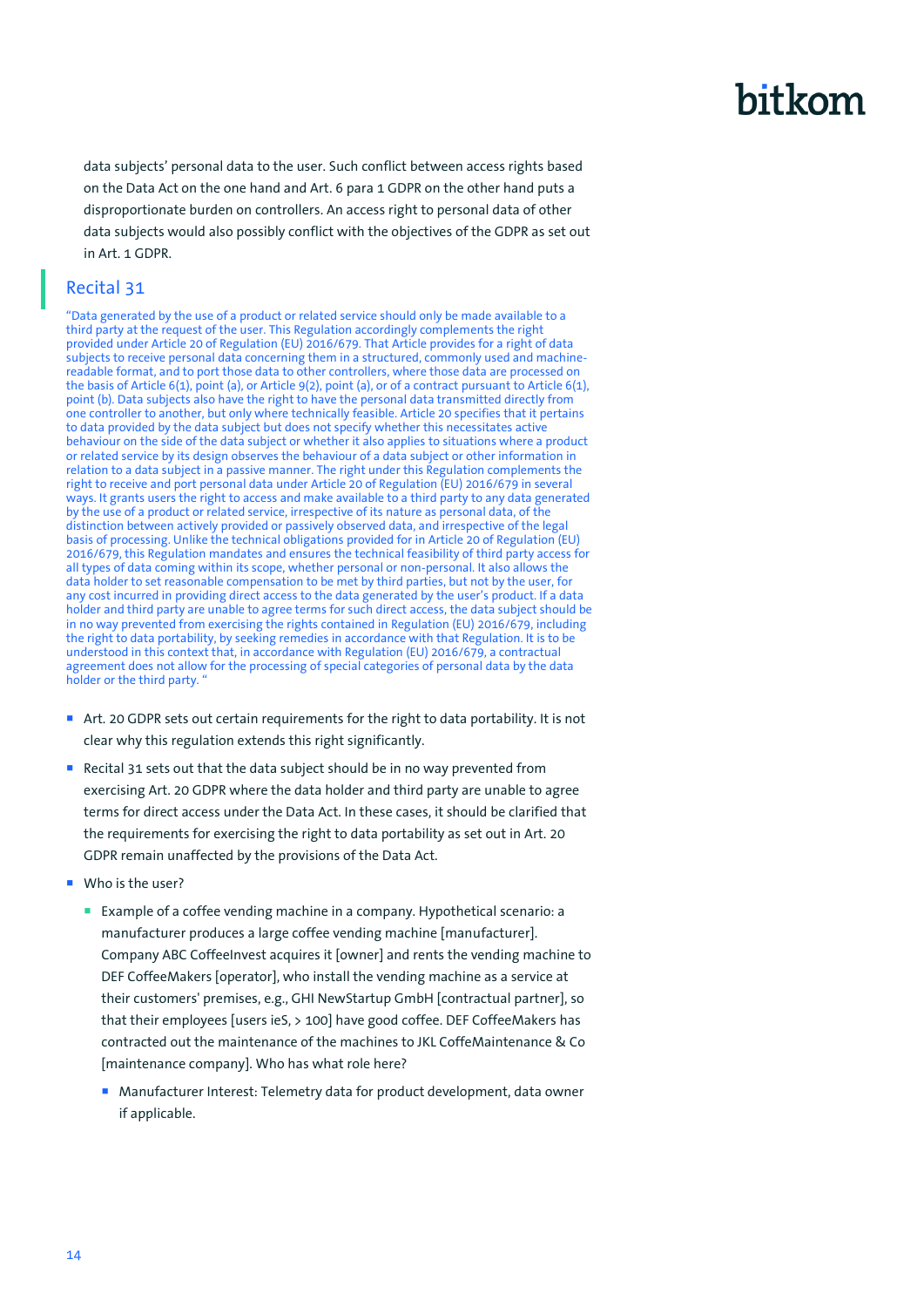data subjects' personal data to the user. Such conflict between access rights based on the Data Act on the one hand and Art. 6 para 1 GDPR on the other hand puts a disproportionate burden on controllers. An access right to personal data of other data subjects would also possibly conflict with the objectives of the GDPR as set out in Art. 1 GDPR.

## Recital 31

"Data generated by the use of a product or related service should only be made available to a third party at the request of the user. This Regulation accordingly complements the right provided under Article 20 of Regulation (EU) 2016/679. That Article provides for a right of data subjects to receive personal data concerning them in a structured, commonly used and machine-readable format, and to port those data to other controllers, where those data are processed on the basis of Article 6(1), point (a), or Article 9(2), point (a), or of a contract pursuant to Article 6(1), point (b). Data subjects also have the right to have the personal data transmitted directly from one controller to another, but only where technically feasible. Article 20 specifies that it pertains to data provided by the data subject but does not specify whether this necessitates active behaviour on the side of the data subject or whether it also applies to situations where a product or related service by its design observes the behaviour of a data subject or other information in relation to a data subject in a passive manner. The right under this Regulation complements the right to receive and port personal data under Article 20 of Regulation (EU) 2016/679 in several ways. It grants users the right to access and make available to a third party to any data generated by the use of a product or related service, irrespective of its nature as personal data, of the distinction between actively provided or passively observed data, and irrespective of the legal basis of processing. Unlike the technical obligations provided for in Article 20 of Regulation (EU) 2016/679, this Regulation mandates and ensures the technical feasibility of third party access for all types of data coming within its scope, whether personal or non-personal. It also allows the data holder to set reasonable compensation to be met by third parties, but not by the user, for any cost incurred in providing direct access to the data generated by the user's product. If a data holder and third party are unable to agree terms for such direct access, the data subject should be in no way prevented from exercising the rights contained in Regulation (EU) 2016/679, including the right to data portability, by seeking remedies in accordance with that Regulation. It is to be understood in this context that, in accordance with Regulation (EU) 2016/679, a contractual agreement does not allow for the processing of special categories of personal data by the data holder or the third party. "

- Art. 20 GDPR sets out certain requirements for the right to data portability. It is not clear why this regulation extends this right significantly.
- Recital 31 sets out that the data subject should be in no way prevented from exercising Art. 20 GDPR where the data holder and third party are unable to agree terms for direct access under the Data Act. In these cases, it should be clarified that the requirements for exercising the right to data portability as set out in Art. 20 GDPR remain unaffected by the provisions of the Data Act.
- Who is the user?
  - Example of a coffee vending machine in a company. Hypothetical scenario: a manufacturer produces a large coffee vending machine [manufacturer]. Company ABC CoffeeInvest acquires it [owner] and rents the vending machine to DEF CoffeeMakers [operator], who install the vending machine as a service at their customers' premises, e.g., GHI NewStartup GmbH [contractual partner], so that their employees [users ieS, > 100] have good coffee. DEF CoffeeMakers has contracted out the maintenance of the machines to JKL CoffeMaintenance & Co [maintenance company]. Who has what role here?
    - Manufacturer Interest: Telemetry data for product development, data owner if applicable.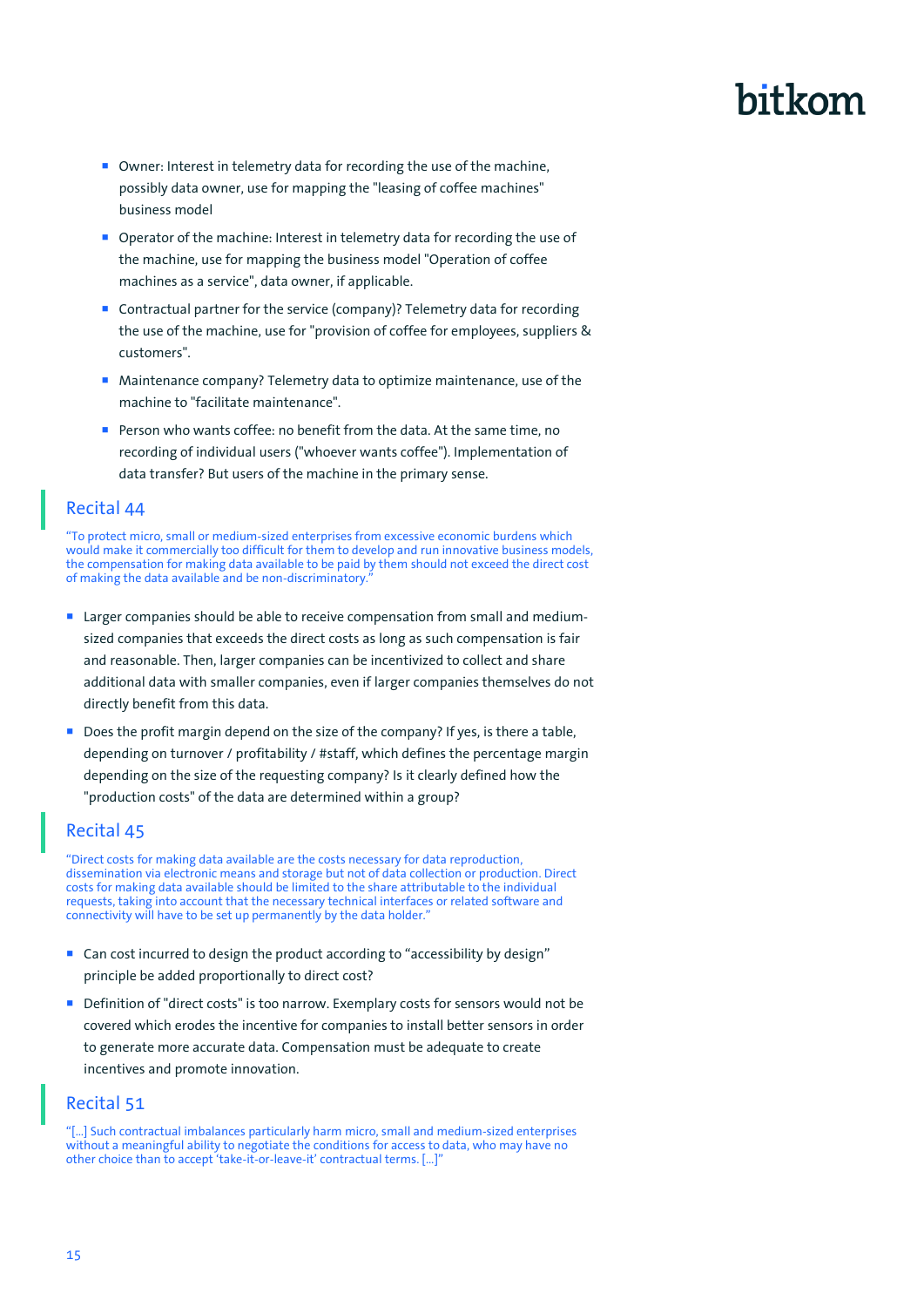- Owner: Interest in telemetry data for recording the use of the machine, possibly data owner, use for mapping the "leasing of coffee machines" business model
- Operator of the machine: Interest in telemetry data for recording the use of the machine, use for mapping the business model "Operation of coffee machines as a service", data owner, if applicable.
- Contractual partner for the service (company)? Telemetry data for recording the use of the machine, use for "provision of coffee for employees, suppliers & customers".
- Maintenance company? Telemetry data to optimize maintenance, use of the machine to "facilitate maintenance".
- Person who wants coffee: no benefit from the data. At the same time, no recording of individual users ("whoever wants coffee"). Implementation of data transfer? But users of the machine in the primary sense.

## Recital 44

"To protect micro, small or medium-sized enterprises from excessive economic burdens which would make it commercially too difficult for them to develop and run innovative business models, the compensation for making data available to be paid by them should not exceed the direct cost of making the data available and be non-discriminatory."

- Larger companies should be able to receive compensation from small and medium-sized companies that exceeds the direct costs as long as such compensation is fair and reasonable. Then, larger companies can be incentivized to collect and share additional data with smaller companies, even if larger companies themselves do not directly benefit from this data.
- Does the profit margin depend on the size of the company? If yes, is there a table, depending on turnover / profitability / #staff, which defines the percentage margin depending on the size of the requesting company? Is it clearly defined how the "production costs" of the data are determined within a group?

## Recital 45

"Direct costs for making data available are the costs necessary for data reproduction, dissemination via electronic means and storage but not of data collection or production. Direct costs for making data available should be limited to the share attributable to the individual requests, taking into account that the necessary technical interfaces or related software and connectivity will have to be set up permanently by the data holder."

- Can cost incurred to design the product according to "accessibility by design" principle be added proportionally to direct cost?
- Definition of "direct costs" is too narrow. Exemplary costs for sensors would not be covered which erodes the incentive for companies to install better sensors in order to generate more accurate data. Compensation must be adequate to create incentives and promote innovation.

## Recital 51

"[…] Such contractual imbalances particularly harm micro, small and medium-sized enterprises without a meaningful ability to negotiate the conditions for access to data, who may have no other choice than to accept 'take-it-or-leave-it' contractual terms. […]"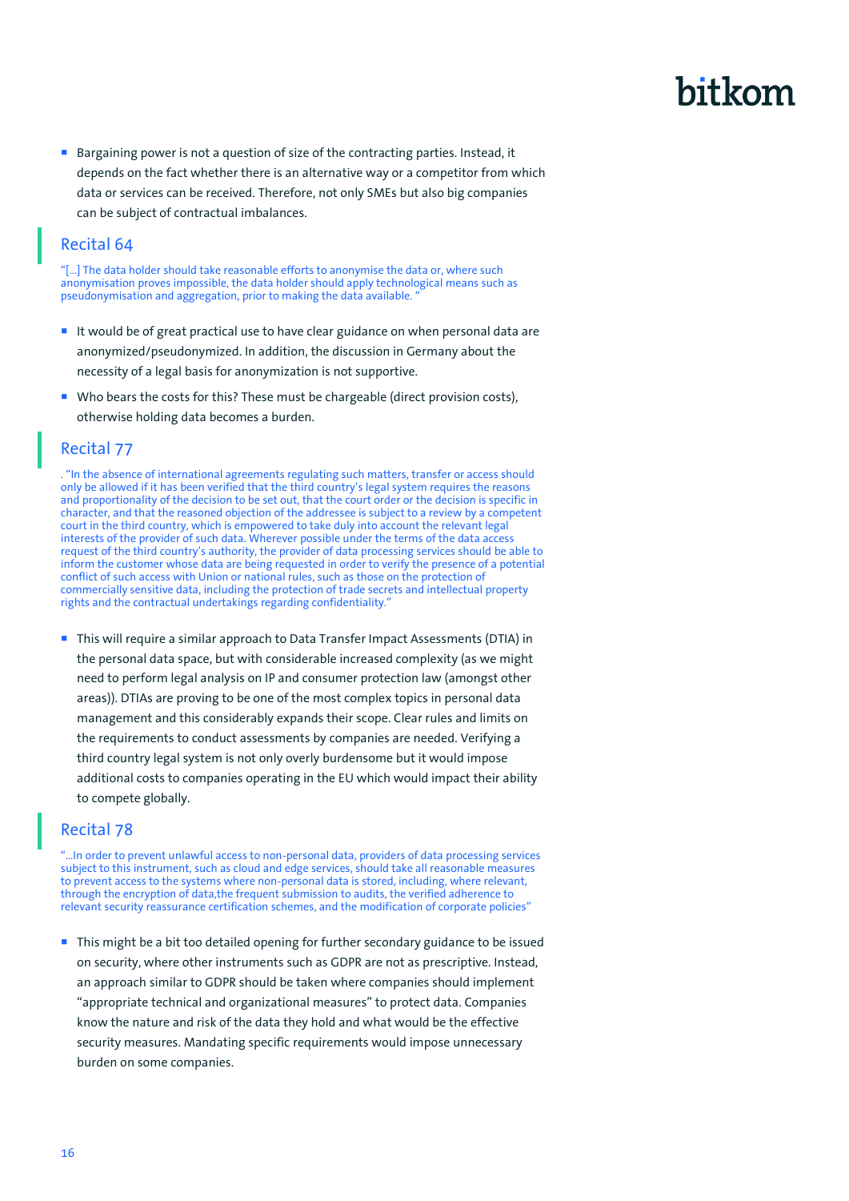- Bargaining power is not a question of size of the contracting parties. Instead, it depends on the fact whether there is an alternative way or a competitor from which data or services can be received. Therefore, not only SMEs but also big companies can be subject of contractual imbalances.

## Recital 64

"[...] The data holder should take reasonable efforts to anonymise the data or, where such anonymisation proves impossible, the data holder should apply technological means such as pseudonymisation and aggregation, prior to making the data available. "

- It would be of great practical use to have clear guidance on when personal data are anonymized/pseudonymized. In addition, the discussion in Germany about the necessity of a legal basis for anonymization is not supportive.
- Who bears the costs for this? These must be chargeable (direct provision costs), otherwise holding data becomes a burden.

## Recital 77

. "In the absence of international agreements regulating such matters, transfer or access should only be allowed if it has been verified that the third country's legal system requires the reasons and proportionality of the decision to be set out, that the court order or the decision is specific in character, and that the reasoned objection of the addressee is subject to a review by a competent court in the third country, which is empowered to take duly into account the relevant legal interests of the provider of such data. Wherever possible under the terms of the data access request of the third country's authority, the provider of data processing services should be able to inform the customer whose data are being requested in order to verify the presence of a potential conflict of such access with Union or national rules, such as those on the protection of commercially sensitive data, including the protection of trade secrets and intellectual property rights and the contractual undertakings regarding confidentiality."

- This will require a similar approach to Data Transfer Impact Assessments (DTIA) in the personal data space, but with considerable increased complexity (as we might need to perform legal analysis on IP and consumer protection law (amongst other areas)). DTIAs are proving to be one of the most complex topics in personal data management and this considerably expands their scope. Clear rules and limits on the requirements to conduct assessments by companies are needed. Verifying a third country legal system is not only overly burdensome but it would impose additional costs to companies operating in the EU which would impact their ability to compete globally.

## Recital 78

"...In order to prevent unlawful access to non-personal data, providers of data processing services subject to this instrument, such as cloud and edge services, should take all reasonable measures to prevent access to the systems where non-personal data is stored, including, where relevant, through the encryption of data,the frequent submission to audits, the verified adherence to relevant security reassurance certification schemes, and the modification of corporate policies"

- This might be a bit too detailed opening for further secondary guidance to be issued on security, where other instruments such as GDPR are not as prescriptive. Instead, an approach similar to GDPR should be taken where companies should implement "appropriate technical and organizational measures" to protect data. Companies know the nature and risk of the data they hold and what would be the effective security measures. Mandating specific requirements would impose unnecessary burden on some companies.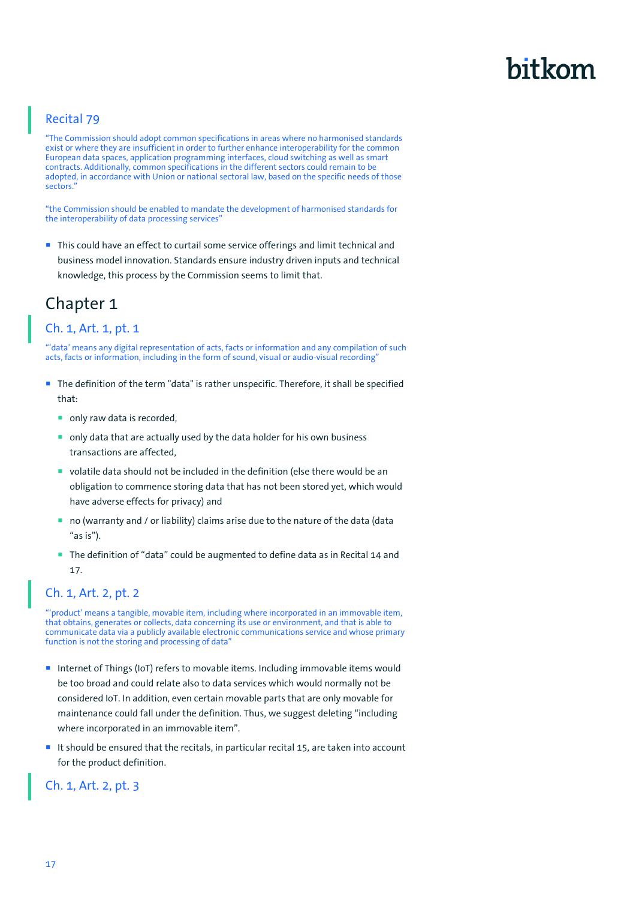### Recital 79

"The Commission should adopt common specifications in areas where no harmonised standards exist or where they are insufficient in order to further enhance interoperability for the common European data spaces, application programming interfaces, cloud switching as well as smart contracts. Additionally, common specifications in the different sectors could remain to be adopted, in accordance with Union or national sectoral law, based on the specific needs of those sectors."

"the Commission should be enabled to mandate the development of harmonised standards for the interoperability of data processing services"

- This could have an effect to curtail some service offerings and limit technical and business model innovation. Standards ensure industry driven inputs and technical knowledge, this process by the Commission seems to limit that.

## Chapter 1

### Ch. 1, Art. 1, pt. 1

"'data' means any digital representation of acts, facts or information and any compilation of such acts, facts or information, including in the form of sound, visual or audio-visual recording"

- The definition of the term "data" is rather unspecific. Therefore, it shall be specified that:
  - only raw data is recorded,
  - only data that are actually used by the data holder for his own business transactions are affected,
  - volatile data should not be included in the definition (else there would be an obligation to commence storing data that has not been stored yet, which would have adverse effects for privacy) and
  - no (warranty and / or liability) claims arise due to the nature of the data (data "as is").
  - The definition of "data" could be augmented to define data as in Recital 14 and 17.

### Ch. 1, Art. 2, pt. 2

"'product' means a tangible, movable item, including where incorporated in an immovable item, that obtains, generates or collects, data concerning its use or environment, and that is able to communicate data via a publicly available electronic communications service and whose primary function is not the storing and processing of data"

- Internet of Things (IoT) refers to movable items. Including immovable items would be too broad and could relate also to data services which would normally not be considered IoT. In addition, even certain movable parts that are only movable for maintenance could fall under the definition. Thus, we suggest deleting "including where incorporated in an immovable item".
- It should be ensured that the recitals, in particular recital 15, are taken into account for the product definition.

### Ch. 1, Art. 2, pt. 3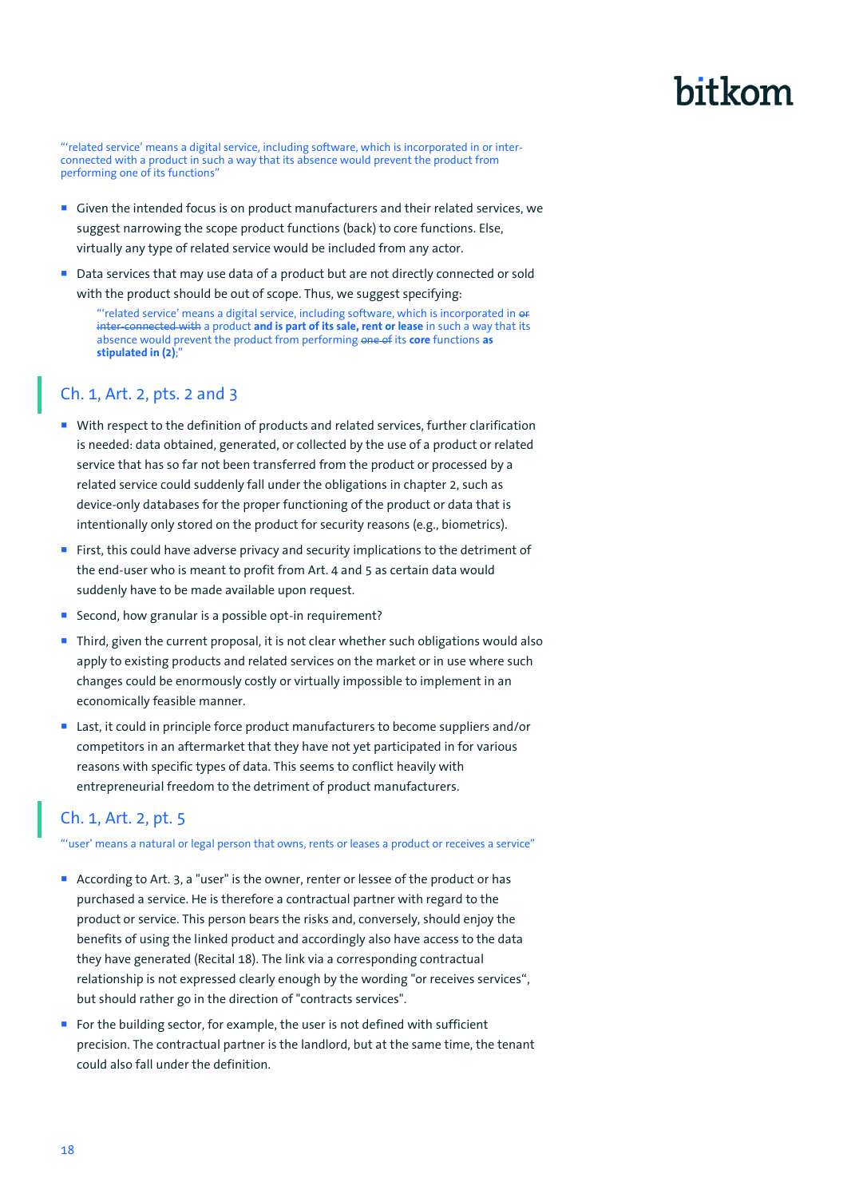"'related service' means a digital service, including software, which is incorporated in or inter-connected with a product in such a way that its absence would prevent the product from performing one of its functions"

- Given the intended focus is on product manufacturers and their related services, we suggest narrowing the scope product functions (back) to core functions. Else, virtually any type of related service would be included from any actor.
- Data services that may use data of a product but are not directly connected or sold with the product should be out of scope. Thus, we suggest specifying:

  "'related service' means a digital service, including software, which is incorporated in ~~or inter-connected with~~ a product **and is part of its sale, rent or lease** in such a way that its absence would prevent the product from performing ~~one of~~ its **core** functions **as stipulated in (2)**;"

## Ch. 1, Art. 2, pts. 2 and 3

- With respect to the definition of products and related services, further clarification is needed: data obtained, generated, or collected by the use of a product or related service that has so far not been transferred from the product or processed by a related service could suddenly fall under the obligations in chapter 2, such as device-only databases for the proper functioning of the product or data that is intentionally only stored on the product for security reasons (e.g., biometrics).
- First, this could have adverse privacy and security implications to the detriment of the end-user who is meant to profit from Art. 4 and 5 as certain data would suddenly have to be made available upon request.
- Second, how granular is a possible opt-in requirement?
- Third, given the current proposal, it is not clear whether such obligations would also apply to existing products and related services on the market or in use where such changes could be enormously costly or virtually impossible to implement in an economically feasible manner.
- Last, it could in principle force product manufacturers to become suppliers and/or competitors in an aftermarket that they have not yet participated in for various reasons with specific types of data. This seems to conflict heavily with entrepreneurial freedom to the detriment of product manufacturers.

## Ch. 1, Art. 2, pt. 5

"'user' means a natural or legal person that owns, rents or leases a product or receives a service"

- According to Art. 3, a "user" is the owner, renter or lessee of the product or has purchased a service. He is therefore a contractual partner with regard to the product or service. This person bears the risks and, conversely, should enjoy the benefits of using the linked product and accordingly also have access to the data they have generated (Recital 18). The link via a corresponding contractual relationship is not expressed clearly enough by the wording "or receives services", but should rather go in the direction of "contracts services".
- For the building sector, for example, the user is not defined with sufficient precision. The contractual partner is the landlord, but at the same time, the tenant could also fall under the definition.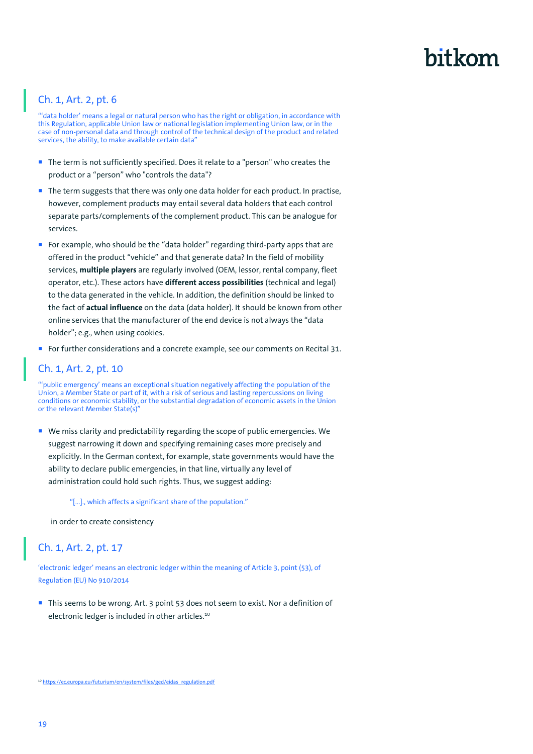## Ch. 1, Art. 2, pt. 6

"'data holder' means a legal or natural person who has the right or obligation, in accordance with this Regulation, applicable Union law or national legislation implementing Union law, or in the case of non-personal data and through control of the technical design of the product and related services, the ability, to make available certain data"

- The term is not sufficiently specified. Does it relate to a "person" who creates the product or a "person" who "controls the data"?
- The term suggests that there was only one data holder for each product. In practise, however, complement products may entail several data holders that each control separate parts/complements of the complement product. This can be analogue for services.
- For example, who should be the "data holder" regarding third-party apps that are offered in the product "vehicle" and that generate data? In the field of mobility services, **multiple players** are regularly involved (OEM, lessor, rental company, fleet operator, etc.). These actors have **different access possibilities** (technical and legal) to the data generated in the vehicle. In addition, the definition should be linked to the fact of **actual influence** on the data (data holder). It should be known from other online services that the manufacturer of the end device is not always the "data holder"; e.g., when using cookies.
- For further considerations and a concrete example, see our comments on Recital 31.

## Ch. 1, Art. 2, pt. 10

"'public emergency' means an exceptional situation negatively affecting the population of the Union, a Member State or part of it, with a risk of serious and lasting repercussions on living conditions or economic stability, or the substantial degradation of economic assets in the Union or the relevant Member State(s)"

- We miss clarity and predictability regarding the scope of public emergencies. We suggest narrowing it down and specifying remaining cases more precisely and explicitly. In the German context, for example, state governments would have the ability to declare public emergencies, in that line, virtually any level of administration could hold such rights. Thus, we suggest adding:

  "[...]., which affects a significant share of the population."

  in order to create consistency

## Ch. 1, Art. 2, pt. 17

'electronic ledger' means an electronic ledger within the meaning of Article 3, point (53), of Regulation (EU) No 910/2014

- This seems to be wrong. Art. 3 point 53 does not seem to exist. Nor a definition of electronic ledger is included in other articles.[10]

[10] https://ec.europa.eu/futurium/en/system/files/ged/eidas_regulation.pdf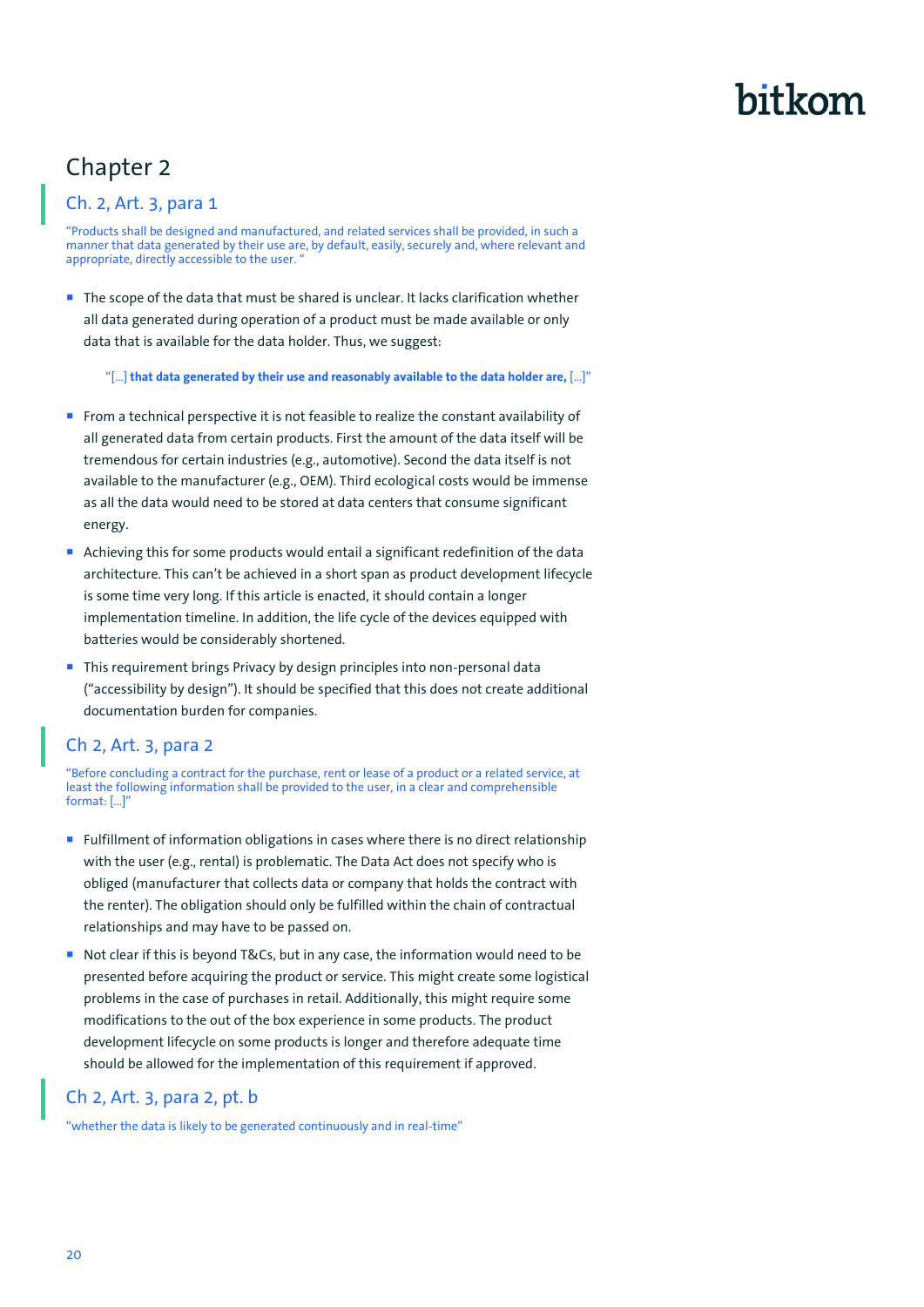## Chapter 2

### Ch. 2, Art. 3, para 1

"Products shall be designed and manufactured, and related services shall be provided, in such a manner that data generated by their use are, by default, easily, securely and, where relevant and appropriate, directly accessible to the user. "

- The scope of the data that must be shared is unclear. It lacks clarification whether all data generated during operation of a product must be made available or only data that is available for the data holder. Thus, we suggest:

  "[…] **that data generated by their use and reasonably available to the data holder are,** […]"

- From a technical perspective it is not feasible to realize the constant availability of all generated data from certain products. First the amount of the data itself will be tremendous for certain industries (e.g., automotive). Second the data itself is not available to the manufacturer (e.g., OEM). Third ecological costs would be immense as all the data would need to be stored at data centers that consume significant energy.
- Achieving this for some products would entail a significant redefinition of the data architecture. This can't be achieved in a short span as product development lifecycle is some time very long. If this article is enacted, it should contain a longer implementation timeline. In addition, the life cycle of the devices equipped with batteries would be considerably shortened.
- This requirement brings Privacy by design principles into non-personal data ("accessibility by design"). It should be specified that this does not create additional documentation burden for companies.

### Ch 2, Art. 3, para 2

"Before concluding a contract for the purchase, rent or lease of a product or a related service, at least the following information shall be provided to the user, in a clear and comprehensible format: […]"

- Fulfillment of information obligations in cases where there is no direct relationship with the user (e.g., rental) is problematic. The Data Act does not specify who is obliged (manufacturer that collects data or company that holds the contract with the renter). The obligation should only be fulfilled within the chain of contractual relationships and may have to be passed on.
- Not clear if this is beyond T&Cs, but in any case, the information would need to be presented before acquiring the product or service. This might create some logistical problems in the case of purchases in retail. Additionally, this might require some modifications to the out of the box experience in some products. The product development lifecycle on some products is longer and therefore adequate time should be allowed for the implementation of this requirement if approved.

### Ch 2, Art. 3, para 2, pt. b

"whether the data is likely to be generated continuously and in real-time"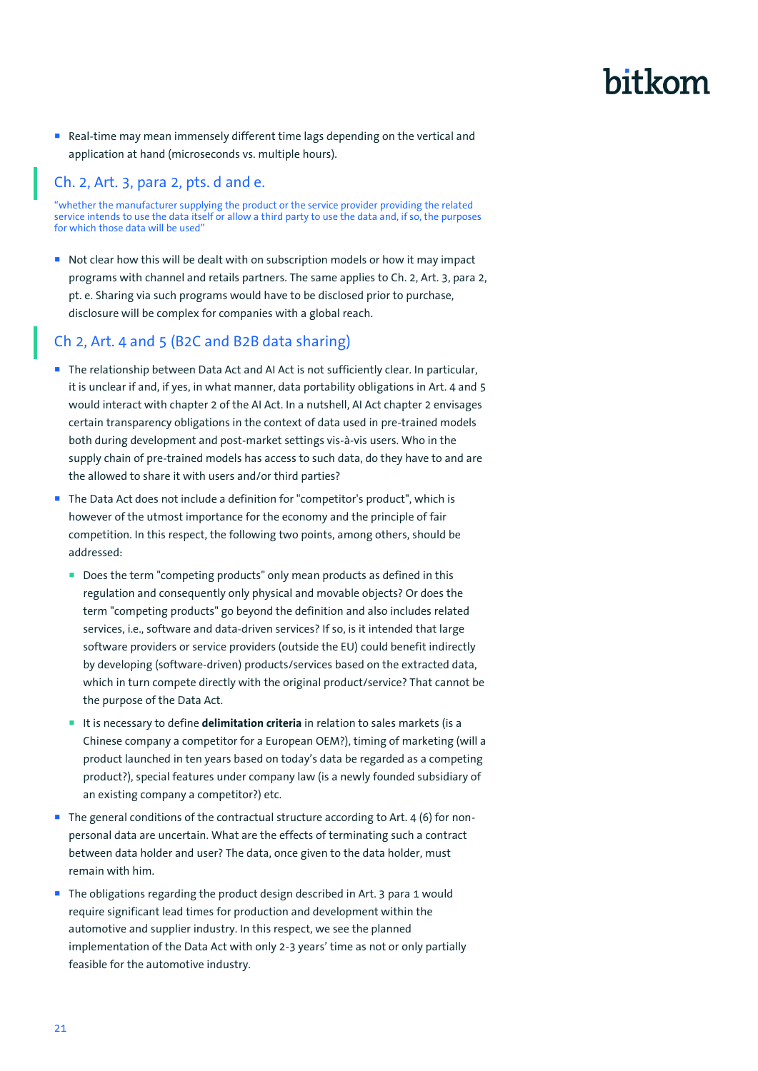- Real-time may mean immensely different time lags depending on the vertical and application at hand (microseconds vs. multiple hours).

## Ch. 2, Art. 3, para 2, pts. d and e.

"whether the manufacturer supplying the product or the service provider providing the related service intends to use the data itself or allow a third party to use the data and, if so, the purposes for which those data will be used"

- Not clear how this will be dealt with on subscription models or how it may impact programs with channel and retails partners. The same applies to Ch. 2, Art. 3, para 2, pt. e. Sharing via such programs would have to be disclosed prior to purchase, disclosure will be complex for companies with a global reach.

## Ch 2, Art. 4 and 5 (B2C and B2B data sharing)

- The relationship between Data Act and AI Act is not sufficiently clear. In particular, it is unclear if and, if yes, in what manner, data portability obligations in Art. 4 and 5 would interact with chapter 2 of the AI Act. In a nutshell, AI Act chapter 2 envisages certain transparency obligations in the context of data used in pre-trained models both during development and post-market settings vis-à-vis users. Who in the supply chain of pre-trained models has access to such data, do they have to and are the allowed to share it with users and/or third parties?
- The Data Act does not include a definition for "competitor's product", which is however of the utmost importance for the economy and the principle of fair competition. In this respect, the following two points, among others, should be addressed:
  - Does the term "competing products" only mean products as defined in this regulation and consequently only physical and movable objects? Or does the term "competing products" go beyond the definition and also includes related services, i.e., software and data-driven services? If so, is it intended that large software providers or service providers (outside the EU) could benefit indirectly by developing (software-driven) products/services based on the extracted data, which in turn compete directly with the original product/service? That cannot be the purpose of the Data Act.
  - It is necessary to define **delimitation criteria** in relation to sales markets (is a Chinese company a competitor for a European OEM?), timing of marketing (will a product launched in ten years based on today's data be regarded as a competing product?), special features under company law (is a newly founded subsidiary of an existing company a competitor?) etc.
- The general conditions of the contractual structure according to Art. 4 (6) for non-personal data are uncertain. What are the effects of terminating such a contract between data holder and user? The data, once given to the data holder, must remain with him.
- The obligations regarding the product design described in Art. 3 para 1 would require significant lead times for production and development within the automotive and supplier industry. In this respect, we see the planned implementation of the Data Act with only 2-3 years' time as not or only partially feasible for the automotive industry.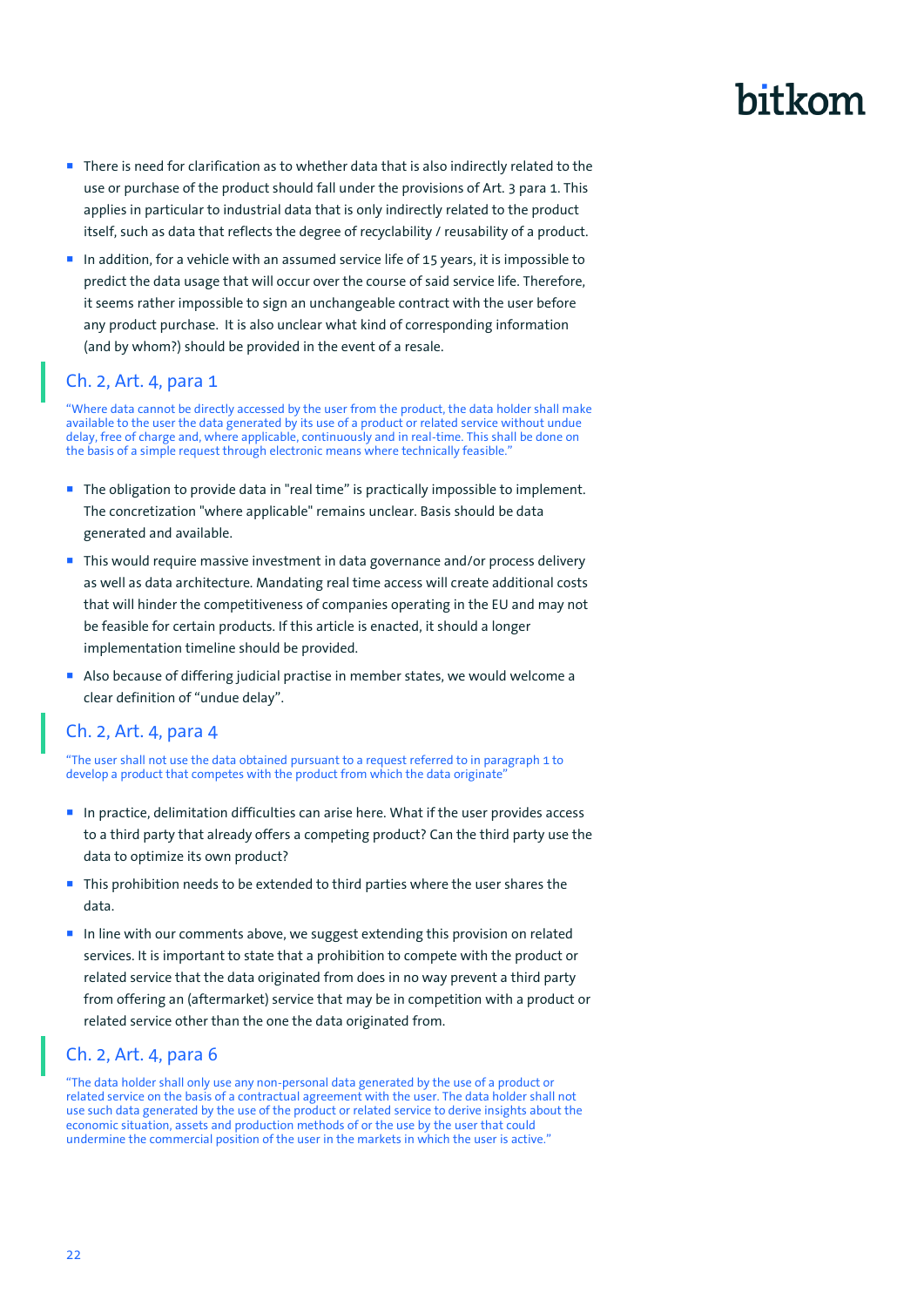- There is need for clarification as to whether data that is also indirectly related to the use or purchase of the product should fall under the provisions of Art. 3 para 1. This applies in particular to industrial data that is only indirectly related to the product itself, such as data that reflects the degree of recyclability / reusability of a product.
- In addition, for a vehicle with an assumed service life of 15 years, it is impossible to predict the data usage that will occur over the course of said service life. Therefore, it seems rather impossible to sign an unchangeable contract with the user before any product purchase. It is also unclear what kind of corresponding information (and by whom?) should be provided in the event of a resale.

## Ch. 2, Art. 4, para 1

"Where data cannot be directly accessed by the user from the product, the data holder shall make available to the user the data generated by its use of a product or related service without undue delay, free of charge and, where applicable, continuously and in real-time. This shall be done on the basis of a simple request through electronic means where technically feasible."

- The obligation to provide data in "real time" is practically impossible to implement. The concretization "where applicable" remains unclear. Basis should be data generated and available.
- This would require massive investment in data governance and/or process delivery as well as data architecture. Mandating real time access will create additional costs that will hinder the competitiveness of companies operating in the EU and may not be feasible for certain products. If this article is enacted, it should a longer implementation timeline should be provided.
- Also because of differing judicial practise in member states, we would welcome a clear definition of "undue delay".

## Ch. 2, Art. 4, para 4

"The user shall not use the data obtained pursuant to a request referred to in paragraph 1 to develop a product that competes with the product from which the data originate"

- In practice, delimitation difficulties can arise here. What if the user provides access to a third party that already offers a competing product? Can the third party use the data to optimize its own product?
- This prohibition needs to be extended to third parties where the user shares the data.
- In line with our comments above, we suggest extending this provision on related services. It is important to state that a prohibition to compete with the product or related service that the data originated from does in no way prevent a third party from offering an (aftermarket) service that may be in competition with a product or related service other than the one the data originated from.

## Ch. 2, Art. 4, para 6

"The data holder shall only use any non-personal data generated by the use of a product or related service on the basis of a contractual agreement with the user. The data holder shall not use such data generated by the use of the product or related service to derive insights about the economic situation, assets and production methods of or the use by the user that could undermine the commercial position of the user in the markets in which the user is active."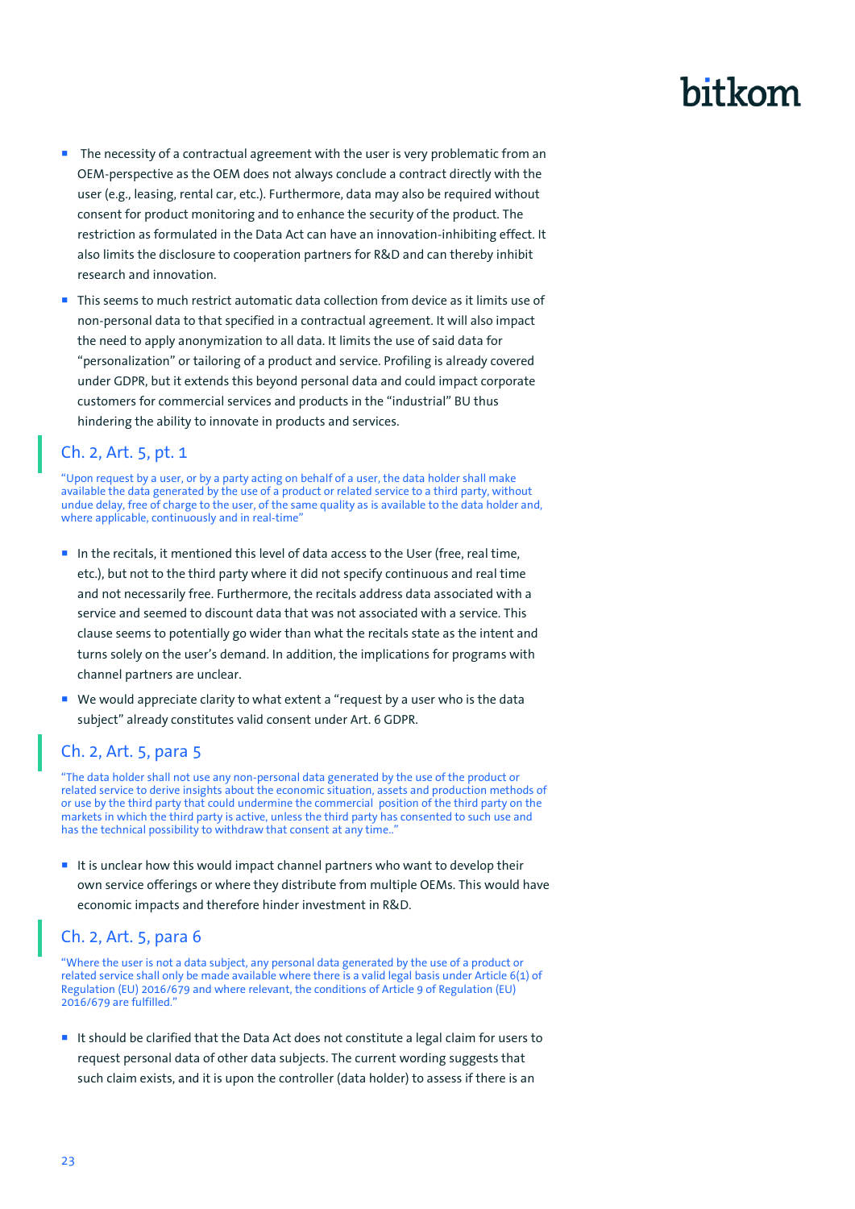- The necessity of a contractual agreement with the user is very problematic from an OEM-perspective as the OEM does not always conclude a contract directly with the user (e.g., leasing, rental car, etc.). Furthermore, data may also be required without consent for product monitoring and to enhance the security of the product. The restriction as formulated in the Data Act can have an innovation-inhibiting effect. It also limits the disclosure to cooperation partners for R&D and can thereby inhibit research and innovation.
- This seems to much restrict automatic data collection from device as it limits use of non-personal data to that specified in a contractual agreement. It will also impact the need to apply anonymization to all data. It limits the use of said data for "personalization" or tailoring of a product and service. Profiling is already covered under GDPR, but it extends this beyond personal data and could impact corporate customers for commercial services and products in the "industrial" BU thus hindering the ability to innovate in products and services.

## Ch. 2, Art. 5, pt. 1

"Upon request by a user, or by a party acting on behalf of a user, the data holder shall make available the data generated by the use of a product or related service to a third party, without undue delay, free of charge to the user, of the same quality as is available to the data holder and, where applicable, continuously and in real-time"

- In the recitals, it mentioned this level of data access to the User (free, real time, etc.), but not to the third party where it did not specify continuous and real time and not necessarily free. Furthermore, the recitals address data associated with a service and seemed to discount data that was not associated with a service. This clause seems to potentially go wider than what the recitals state as the intent and turns solely on the user's demand. In addition, the implications for programs with channel partners are unclear.
- We would appreciate clarity to what extent a "request by a user who is the data subject" already constitutes valid consent under Art. 6 GDPR.

## Ch. 2, Art. 5, para 5

"The data holder shall not use any non-personal data generated by the use of the product or related service to derive insights about the economic situation, assets and production methods of or use by the third party that could undermine the commercial position of the third party on the markets in which the third party is active, unless the third party has consented to such use and has the technical possibility to withdraw that consent at any time.."

- It is unclear how this would impact channel partners who want to develop their own service offerings or where they distribute from multiple OEMs. This would have economic impacts and therefore hinder investment in R&D.

## Ch. 2, Art. 5, para 6

"Where the user is not a data subject, any personal data generated by the use of a product or related service shall only be made available where there is a valid legal basis under Article 6(1) of Regulation (EU) 2016/679 and where relevant, the conditions of Article 9 of Regulation (EU) 2016/679 are fulfilled."

- It should be clarified that the Data Act does not constitute a legal claim for users to request personal data of other data subjects. The current wording suggests that such claim exists, and it is upon the controller (data holder) to assess if there is an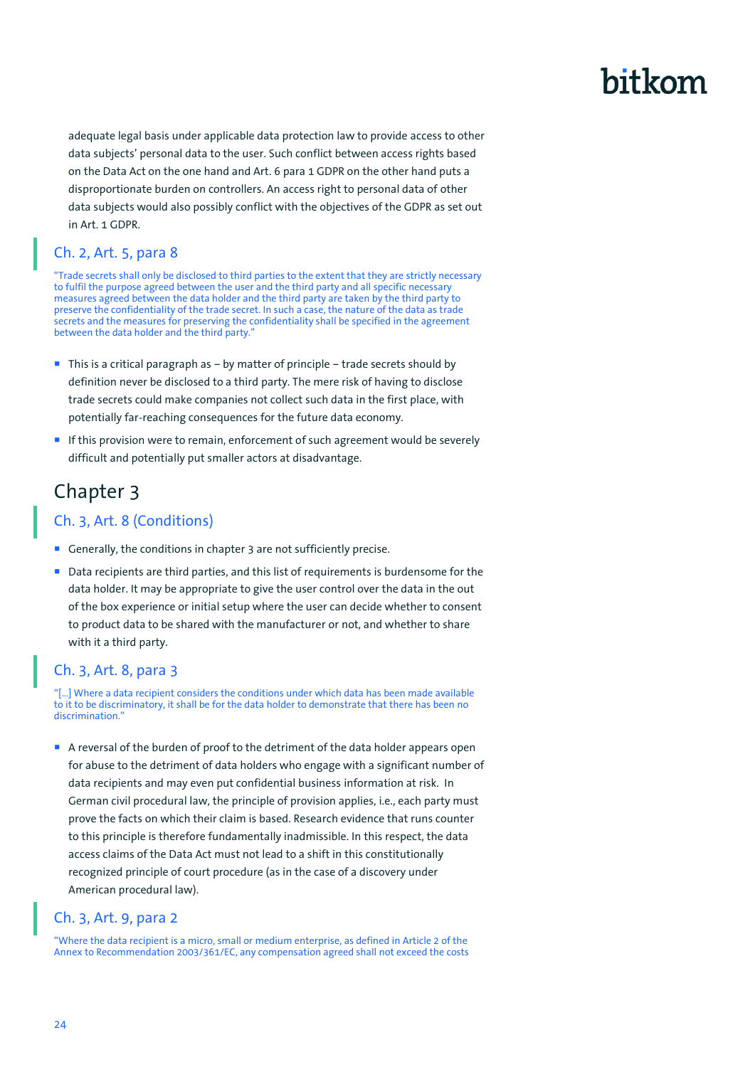adequate legal basis under applicable data protection law to provide access to other data subjects' personal data to the user. Such conflict between access rights based on the Data Act on the one hand and Art. 6 para 1 GDPR on the other hand puts a disproportionate burden on controllers. An access right to personal data of other data subjects would also possibly conflict with the objectives of the GDPR as set out in Art. 1 GDPR.

### Ch. 2, Art. 5, para 8

"Trade secrets shall only be disclosed to third parties to the extent that they are strictly necessary to fulfil the purpose agreed between the user and the third party and all specific necessary measures agreed between the data holder and the third party are taken by the third party to preserve the confidentiality of the trade secret. In such a case, the nature of the data as trade secrets and the measures for preserving the confidentiality shall be specified in the agreement between the data holder and the third party."

- This is a critical paragraph as – by matter of principle – trade secrets should by definition never be disclosed to a third party. The mere risk of having to disclose trade secrets could make companies not collect such data in the first place, with potentially far-reaching consequences for the future data economy.
- If this provision were to remain, enforcement of such agreement would be severely difficult and potentially put smaller actors at disadvantage.

## Chapter 3

### Ch. 3, Art. 8 (Conditions)

- Generally, the conditions in chapter 3 are not sufficiently precise.
- Data recipients are third parties, and this list of requirements is burdensome for the data holder. It may be appropriate to give the user control over the data in the out of the box experience or initial setup where the user can decide whether to consent to product data to be shared with the manufacturer or not, and whether to share with it a third party.

### Ch. 3, Art. 8, para 3

"[…] Where a data recipient considers the conditions under which data has been made available to it to be discriminatory, it shall be for the data holder to demonstrate that there has been no discrimination."

- A reversal of the burden of proof to the detriment of the data holder appears open for abuse to the detriment of data holders who engage with a significant number of data recipients and may even put confidential business information at risk. In German civil procedural law, the principle of provision applies, i.e., each party must prove the facts on which their claim is based. Research evidence that runs counter to this principle is therefore fundamentally inadmissible. In this respect, the data access claims of the Data Act must not lead to a shift in this constitutionally recognized principle of court procedure (as in the case of a discovery under American procedural law).

### Ch. 3, Art. 9, para 2

"Where the data recipient is a micro, small or medium enterprise, as defined in Article 2 of the Annex to Recommendation 2003/361/EC, any compensation agreed shall not exceed the costs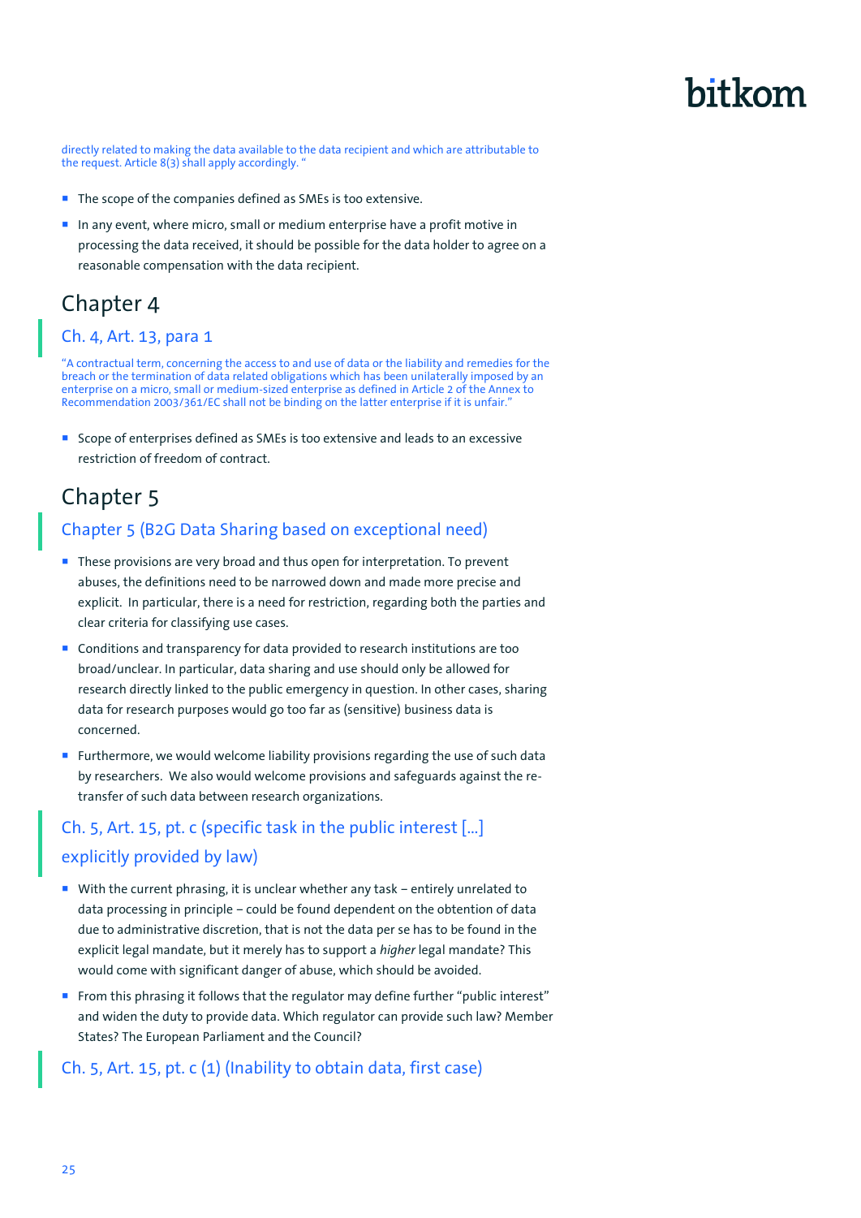directly related to making the data available to the data recipient and which are attributable to the request. Article 8(3) shall apply accordingly. "

- The scope of the companies defined as SMEs is too extensive.
- In any event, where micro, small or medium enterprise have a profit motive in processing the data received, it should be possible for the data holder to agree on a reasonable compensation with the data recipient.

# Chapter 4

## Ch. 4, Art. 13, para 1

"A contractual term, concerning the access to and use of data or the liability and remedies for the breach or the termination of data related obligations which has been unilaterally imposed by an enterprise on a micro, small or medium-sized enterprise as defined in Article 2 of the Annex to Recommendation 2003/361/EC shall not be binding on the latter enterprise if it is unfair."

- Scope of enterprises defined as SMEs is too extensive and leads to an excessive restriction of freedom of contract.

# Chapter 5

## Chapter 5 (B2G Data Sharing based on exceptional need)

- These provisions are very broad and thus open for interpretation. To prevent abuses, the definitions need to be narrowed down and made more precise and explicit. In particular, there is a need for restriction, regarding both the parties and clear criteria for classifying use cases.
- Conditions and transparency for data provided to research institutions are too broad/unclear. In particular, data sharing and use should only be allowed for research directly linked to the public emergency in question. In other cases, sharing data for research purposes would go too far as (sensitive) business data is concerned.
- Furthermore, we would welcome liability provisions regarding the use of such data by researchers. We also would welcome provisions and safeguards against the re-transfer of such data between research organizations.

## Ch. 5, Art. 15, pt. c (specific task in the public interest […] explicitly provided by law)

- With the current phrasing, it is unclear whether any task – entirely unrelated to data processing in principle – could be found dependent on the obtention of data due to administrative discretion, that is not the data per se has to be found in the explicit legal mandate, but it merely has to support a *higher* legal mandate? This would come with significant danger of abuse, which should be avoided.
- From this phrasing it follows that the regulator may define further "public interest" and widen the duty to provide data. Which regulator can provide such law? Member States? The European Parliament and the Council?

## Ch. 5, Art. 15, pt. c (1) (Inability to obtain data, first case)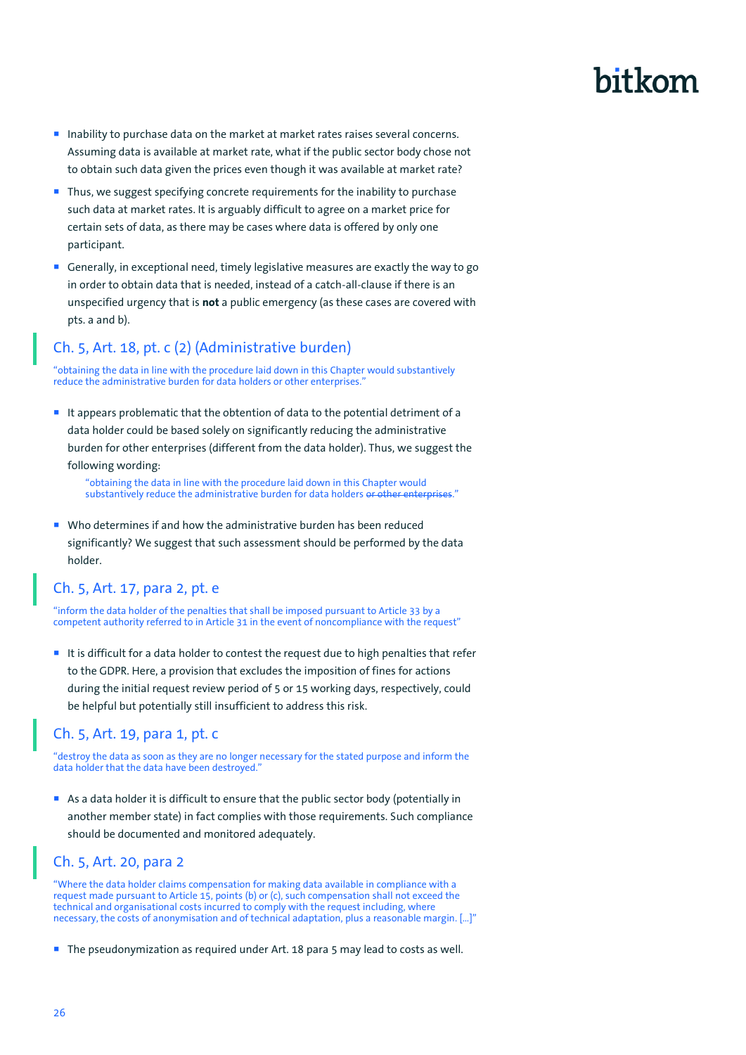- Inability to purchase data on the market at market rates raises several concerns. Assuming data is available at market rate, what if the public sector body chose not to obtain such data given the prices even though it was available at market rate?
- Thus, we suggest specifying concrete requirements for the inability to purchase such data at market rates. It is arguably difficult to agree on a market price for certain sets of data, as there may be cases where data is offered by only one participant.
- Generally, in exceptional need, timely legislative measures are exactly the way to go in order to obtain data that is needed, instead of a catch-all-clause if there is an unspecified urgency that is **not** a public emergency (as these cases are covered with pts. a and b).

## Ch. 5, Art. 18, pt. c (2) (Administrative burden)

"obtaining the data in line with the procedure laid down in this Chapter would substantively reduce the administrative burden for data holders or other enterprises."

- It appears problematic that the obtention of data to the potential detriment of a data holder could be based solely on significantly reducing the administrative burden for other enterprises (different from the data holder). Thus, we suggest the following wording:

  "obtaining the data in line with the procedure laid down in this Chapter would substantively reduce the administrative burden for data holders ~~or other enterprises~~."

- Who determines if and how the administrative burden has been reduced significantly? We suggest that such assessment should be performed by the data holder.

## Ch. 5, Art. 17, para 2, pt. e

"inform the data holder of the penalties that shall be imposed pursuant to Article 33 by a competent authority referred to in Article 31 in the event of noncompliance with the request"

- It is difficult for a data holder to contest the request due to high penalties that refer to the GDPR. Here, a provision that excludes the imposition of fines for actions during the initial request review period of 5 or 15 working days, respectively, could be helpful but potentially still insufficient to address this risk.

## Ch. 5, Art. 19, para 1, pt. c

"destroy the data as soon as they are no longer necessary for the stated purpose and inform the data holder that the data have been destroyed."

- As a data holder it is difficult to ensure that the public sector body (potentially in another member state) in fact complies with those requirements. Such compliance should be documented and monitored adequately.

## Ch. 5, Art. 20, para 2

"Where the data holder claims compensation for making data available in compliance with a request made pursuant to Article 15, points (b) or (c), such compensation shall not exceed the technical and organisational costs incurred to comply with the request including, where necessary, the costs of anonymisation and of technical adaptation, plus a reasonable margin. […]"

- The pseudonymization as required under Art. 18 para 5 may lead to costs as well.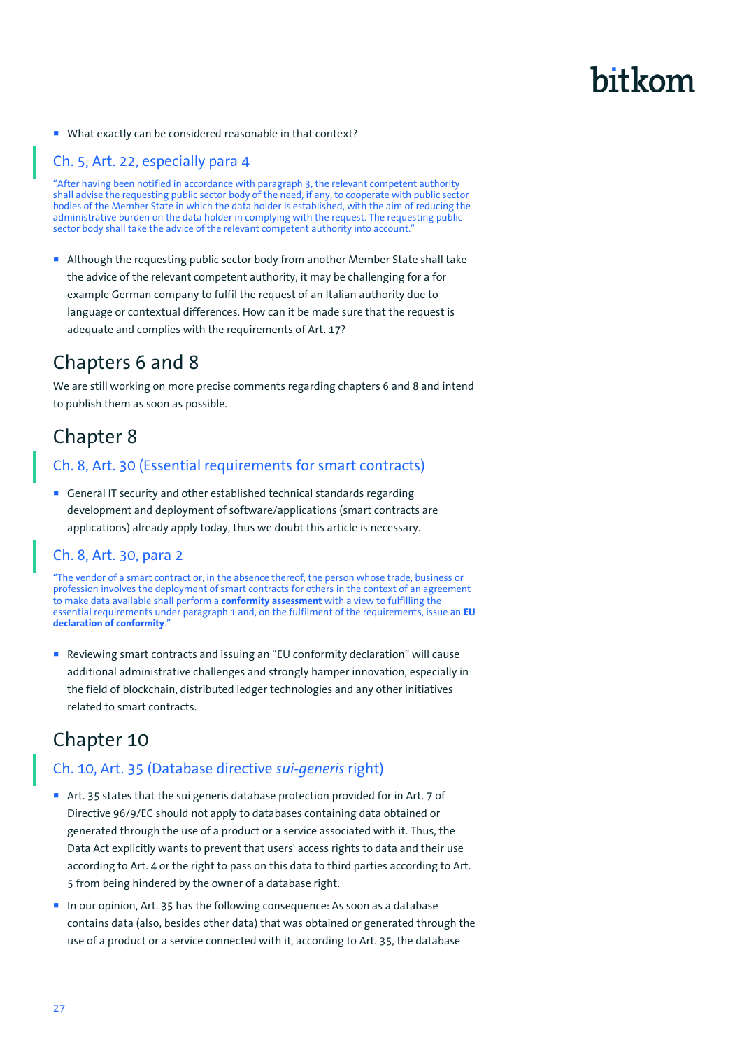- What exactly can be considered reasonable in that context?

### Ch. 5, Art. 22, especially para 4

"After having been notified in accordance with paragraph 3, the relevant competent authority shall advise the requesting public sector body of the need, if any, to cooperate with public sector bodies of the Member State in which the data holder is established, with the aim of reducing the administrative burden on the data holder in complying with the request. The requesting public sector body shall take the advice of the relevant competent authority into account."

- Although the requesting public sector body from another Member State shall take the advice of the relevant competent authority, it may be challenging for a for example German company to fulfil the request of an Italian authority due to language or contextual differences. How can it be made sure that the request is adequate and complies with the requirements of Art. 17?

## Chapters 6 and 8

We are still working on more precise comments regarding chapters 6 and 8 and intend to publish them as soon as possible.

## Chapter 8

### Ch. 8, Art. 30 (Essential requirements for smart contracts)

- General IT security and other established technical standards regarding development and deployment of software/applications (smart contracts are applications) already apply today, thus we doubt this article is necessary.

### Ch. 8, Art. 30, para 2

"The vendor of a smart contract or, in the absence thereof, the person whose trade, business or profession involves the deployment of smart contracts for others in the context of an agreement to make data available shall perform a **conformity assessment** with a view to fulfilling the essential requirements under paragraph 1 and, on the fulfilment of the requirements, issue an **EU declaration of conformity**."

- Reviewing smart contracts and issuing an "EU conformity declaration" will cause additional administrative challenges and strongly hamper innovation, especially in the field of blockchain, distributed ledger technologies and any other initiatives related to smart contracts.

## Chapter 10

### Ch. 10, Art. 35 (Database directive *sui-generis* right)

- Art. 35 states that the sui generis database protection provided for in Art. 7 of Directive 96/9/EC should not apply to databases containing data obtained or generated through the use of a product or a service associated with it. Thus, the Data Act explicitly wants to prevent that users' access rights to data and their use according to Art. 4 or the right to pass on this data to third parties according to Art. 5 from being hindered by the owner of a database right.
- In our opinion, Art. 35 has the following consequence: As soon as a database contains data (also, besides other data) that was obtained or generated through the use of a product or a service connected with it, according to Art. 35, the database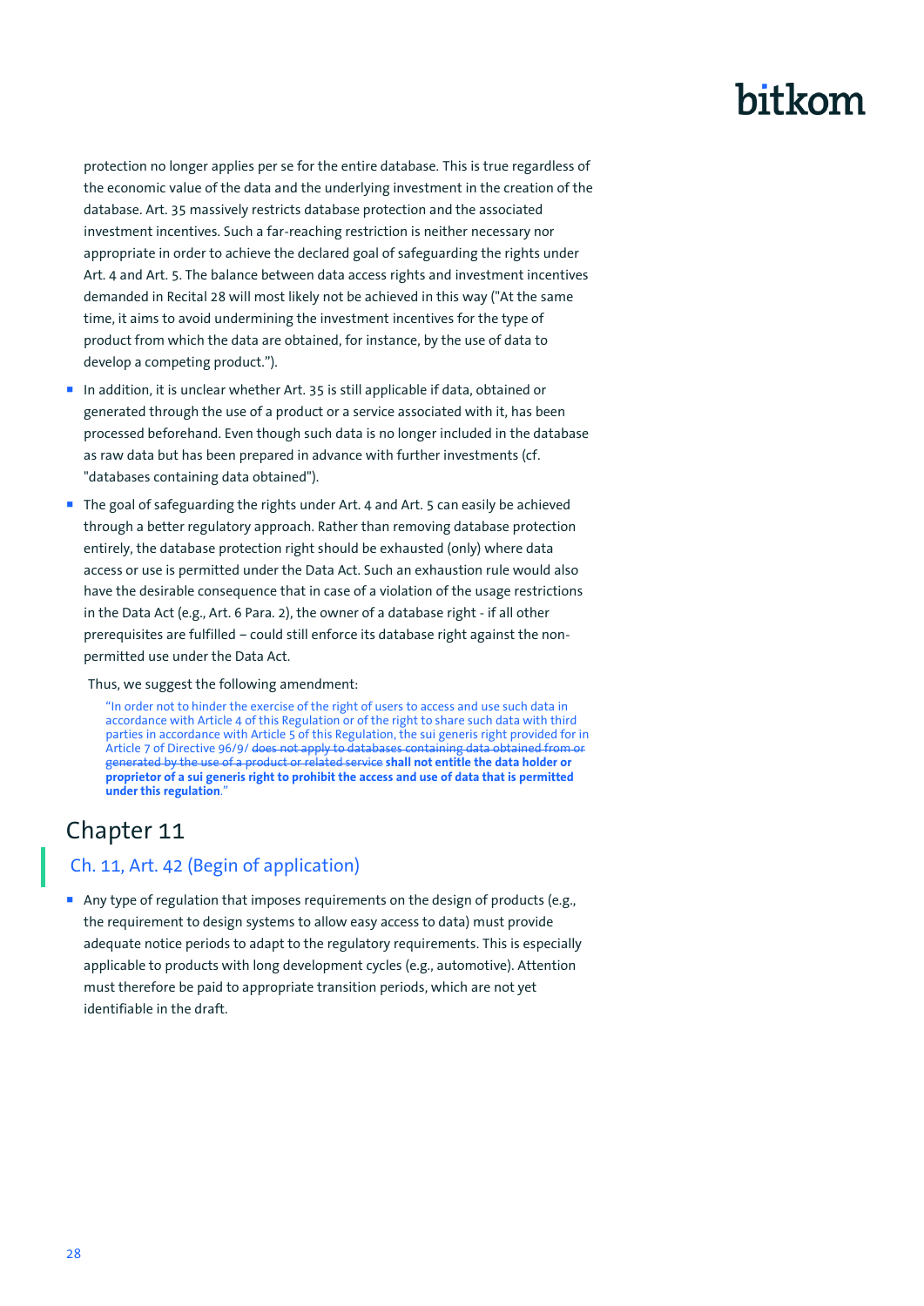protection no longer applies per se for the entire database. This is true regardless of the economic value of the data and the underlying investment in the creation of the database. Art. 35 massively restricts database protection and the associated investment incentives. Such a far-reaching restriction is neither necessary nor appropriate in order to achieve the declared goal of safeguarding the rights under Art. 4 and Art. 5. The balance between data access rights and investment incentives demanded in Recital 28 will most likely not be achieved in this way ("At the same time, it aims to avoid undermining the investment incentives for the type of product from which the data are obtained, for instance, by the use of data to develop a competing product.").

- In addition, it is unclear whether Art. 35 is still applicable if data, obtained or generated through the use of a product or a service associated with it, has been processed beforehand. Even though such data is no longer included in the database as raw data but has been prepared in advance with further investments (cf. "databases containing data obtained").
- The goal of safeguarding the rights under Art. 4 and Art. 5 can easily be achieved through a better regulatory approach. Rather than removing database protection entirely, the database protection right should be exhausted (only) where data access or use is permitted under the Data Act. Such an exhaustion rule would also have the desirable consequence that in case of a violation of the usage restrictions in the Data Act (e.g., Art. 6 Para. 2), the owner of a database right - if all other prerequisites are fulfilled – could still enforce its database right against the non-permitted use under the Data Act.

Thus, we suggest the following amendment:

> "In order not to hinder the exercise of the right of users to access and use such data in accordance with Article 4 of this Regulation or of the right to share such data with third parties in accordance with Article 5 of this Regulation, the sui generis right provided for in Article 7 of Directive 96/9/ ~~does not apply to databases containing data obtained from or generated by the use of a product or related service~~ **shall not entitle the data holder or proprietor of a sui generis right to prohibit the access and use of data that is permitted under this regulation**."

## Chapter 11

### Ch. 11, Art. 42 (Begin of application)

- Any type of regulation that imposes requirements on the design of products (e.g., the requirement to design systems to allow easy access to data) must provide adequate notice periods to adapt to the regulatory requirements. This is especially applicable to products with long development cycles (e.g., automotive). Attention must therefore be paid to appropriate transition periods, which are not yet identifiable in the draft.